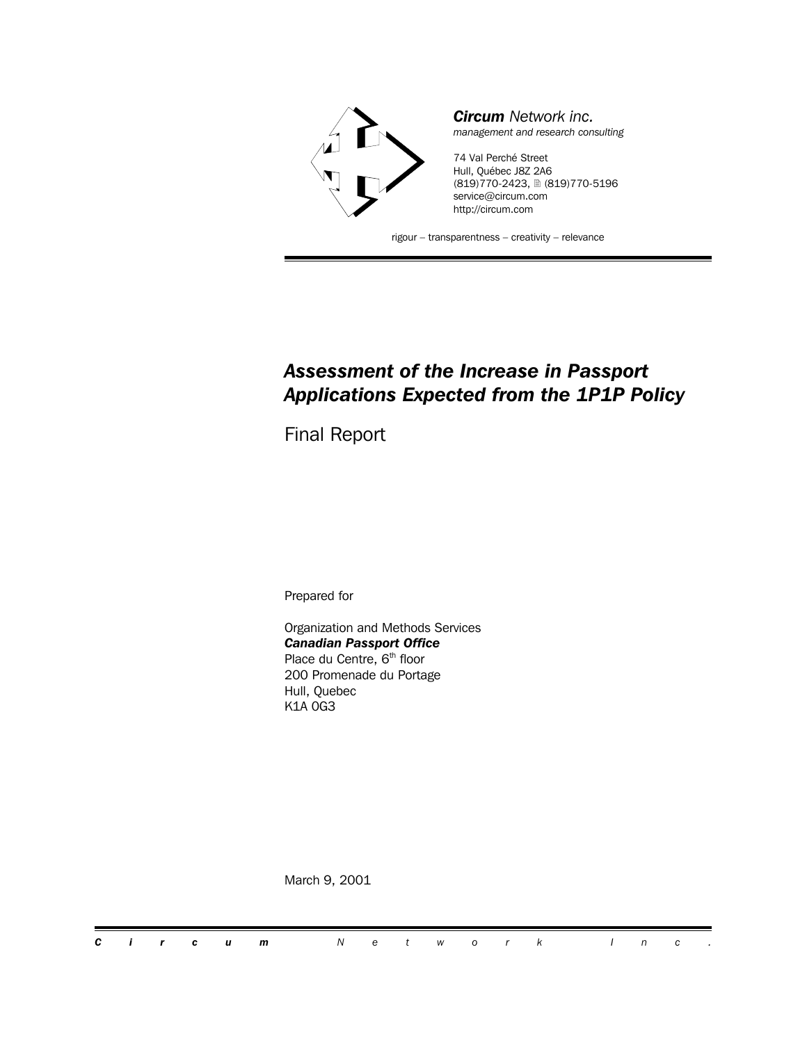***Circum** Network inc.*
*management and research consulting*

74 Val Perché Street
Hull, Québec J8Z 2A6
(819)770-2423, 🖹 (819)770-5196
service@circum.com
http://circum.com

rigour – transparentness – creativity – relevance

# *Assessment of the Increase in Passport Applications Expected from the 1P1P Policy*

## Final Report

Prepared for

Organization and Methods Services
***Canadian Passport Office***
Place du Centre, 6th floor
200 Promenade du Portage
Hull, Quebec
K1A 0G3

March 9, 2001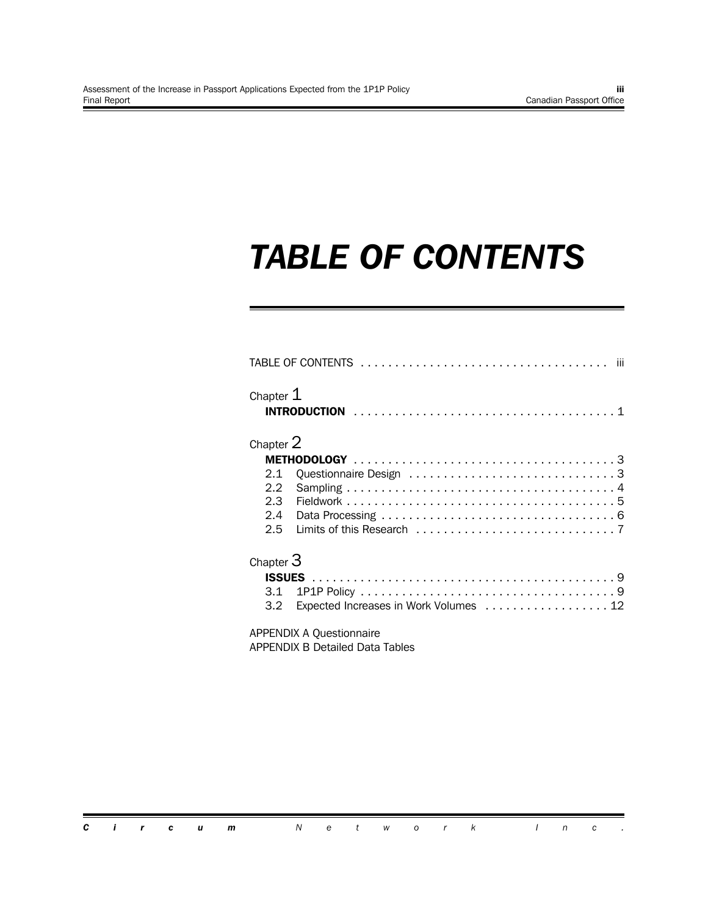# TABLE OF CONTENTS

TABLE OF CONTENTS . . . . . . . . . . . . . . . . . . . . . . . . . . . . . . . . . . . . iii

Chapter 1
**INTRODUCTION** . . . . . . . . . . . . . . . . . . . . . . . . . . . . . . . . . . . . . . 1

Chapter 2
**METHODOLOGY** . . . . . . . . . . . . . . . . . . . . . . . . . . . . . . . . . . . . . . 3
2.1 Questionnaire Design . . . . . . . . . . . . . . . . . . . . . . . . . . . . . . 3
2.2 Sampling . . . . . . . . . . . . . . . . . . . . . . . . . . . . . . . . . . . . . . . 4
2.3 Fieldwork . . . . . . . . . . . . . . . . . . . . . . . . . . . . . . . . . . . . . . . 5
2.4 Data Processing . . . . . . . . . . . . . . . . . . . . . . . . . . . . . . . . . . 6
2.5 Limits of this Research . . . . . . . . . . . . . . . . . . . . . . . . . . . . . 7

Chapter 3
**ISSUES** . . . . . . . . . . . . . . . . . . . . . . . . . . . . . . . . . . . . . . . . . . . . 9
3.1 1P1P Policy . . . . . . . . . . . . . . . . . . . . . . . . . . . . . . . . . . . . . 9
3.2 Expected Increases in Work Volumes . . . . . . . . . . . . . . . . . . 12

APPENDIX A Questionnaire
APPENDIX B Detailed Data Tables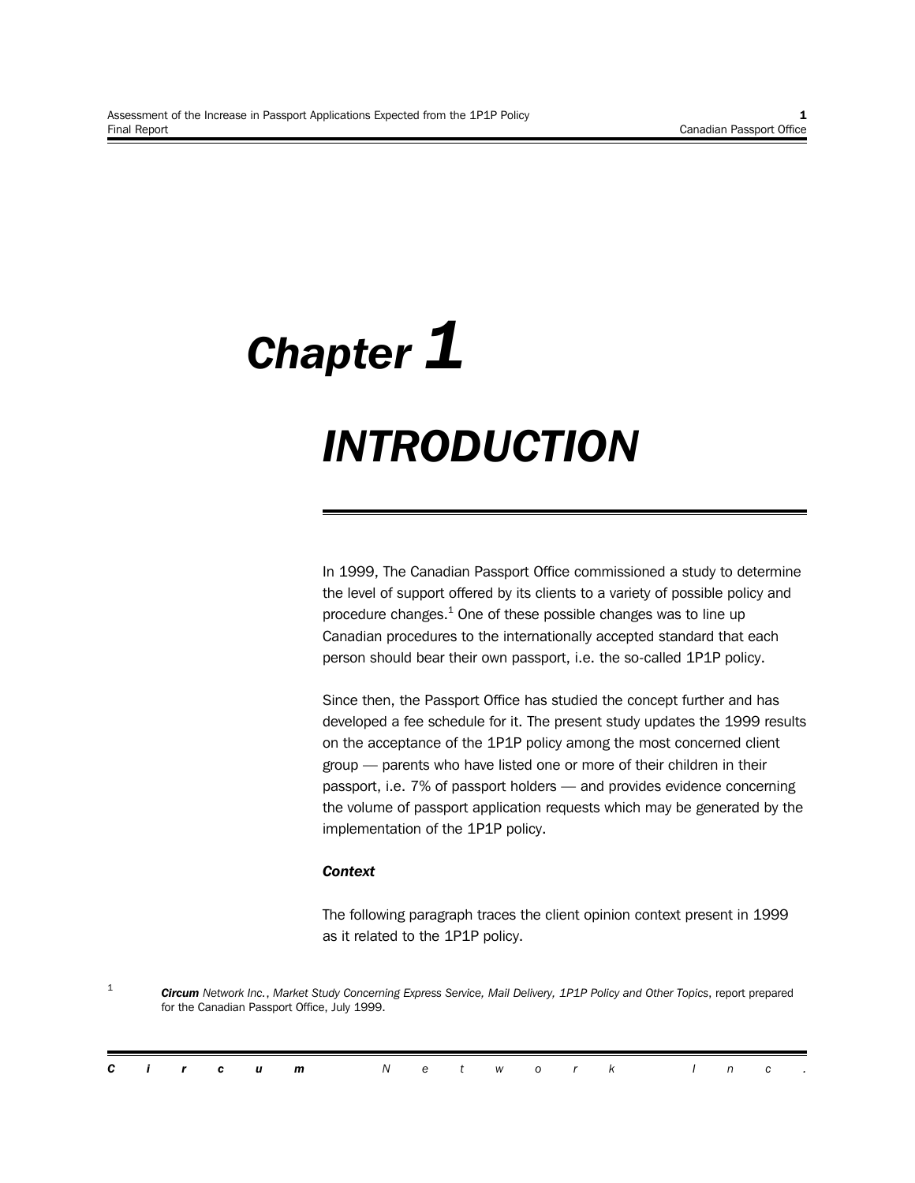# Chapter 1

# INTRODUCTION

In 1999, The Canadian Passport Office commissioned a study to determine the level of support offered by its clients to a variety of possible policy and procedure changes.[1] One of these possible changes was to line up Canadian procedures to the internationally accepted standard that each person should bear their own passport, i.e. the so-called 1P1P policy.

Since then, the Passport Office has studied the concept further and has developed a fee schedule for it. The present study updates the 1999 results on the acceptance of the 1P1P policy among the most concerned client group — parents who have listed one or more of their children in their passport, i.e. 7% of passport holders — and provides evidence concerning the volume of passport application requests which may be generated by the implementation of the 1P1P policy.

### *Context*

The following paragraph traces the client opinion context present in 1999 as it related to the 1P1P policy.

[1] ***Circum*** *Network Inc.*, *Market Study Concerning Express Service, Mail Delivery, 1P1P Policy and Other Topics*, report prepared for the Canadian Passport Office, July 1999.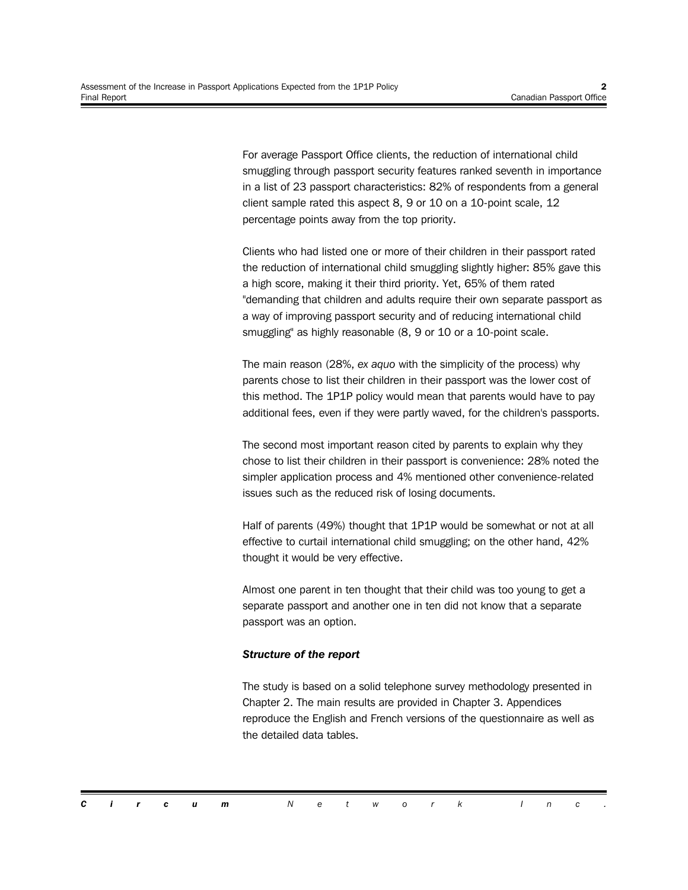For average Passport Office clients, the reduction of international child smuggling through passport security features ranked seventh in importance in a list of 23 passport characteristics: 82% of respondents from a general client sample rated this aspect 8, 9 or 10 on a 10-point scale, 12 percentage points away from the top priority.

Clients who had listed one or more of their children in their passport rated the reduction of international child smuggling slightly higher: 85% gave this a high score, making it their third priority. Yet, 65% of them rated "demanding that children and adults require their own separate passport as a way of improving passport security and of reducing international child smuggling" as highly reasonable (8, 9 or 10 or a 10-point scale.

The main reason (28%, *ex aquo* with the simplicity of the process) why parents chose to list their children in their passport was the lower cost of this method. The 1P1P policy would mean that parents would have to pay additional fees, even if they were partly waved, for the children's passports.

The second most important reason cited by parents to explain why they chose to list their children in their passport is convenience: 28% noted the simpler application process and 4% mentioned other convenience-related issues such as the reduced risk of losing documents.

Half of parents (49%) thought that 1P1P would be somewhat or not at all effective to curtail international child smuggling; on the other hand, 42% thought it would be very effective.

Almost one parent in ten thought that their child was too young to get a separate passport and another one in ten did not know that a separate passport was an option.

***Structure of the report***

The study is based on a solid telephone survey methodology presented in Chapter 2. The main results are provided in Chapter 3. Appendices reproduce the English and French versions of the questionnaire as well as the detailed data tables.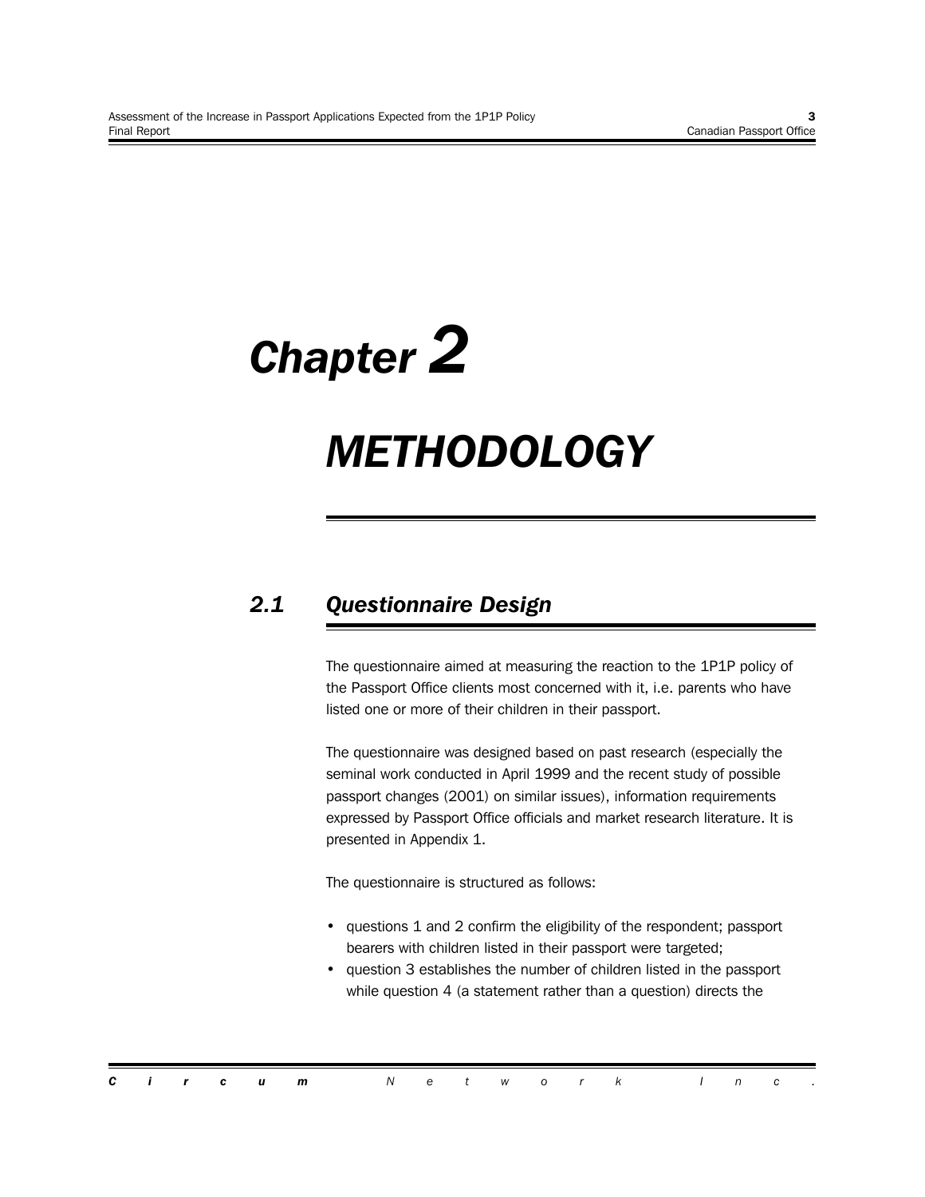# Chapter 2

# METHODOLOGY

## 2.1 Questionnaire Design

The questionnaire aimed at measuring the reaction to the 1P1P policy of the Passport Office clients most concerned with it, i.e. parents who have listed one or more of their children in their passport.

The questionnaire was designed based on past research (especially the seminal work conducted in April 1999 and the recent study of possible passport changes (2001) on similar issues), information requirements expressed by Passport Office officials and market research literature. It is presented in Appendix 1.

The questionnaire is structured as follows:

- questions 1 and 2 confirm the eligibility of the respondent; passport bearers with children listed in their passport were targeted;
- question 3 establishes the number of children listed in the passport while question 4 (a statement rather than a question) directs the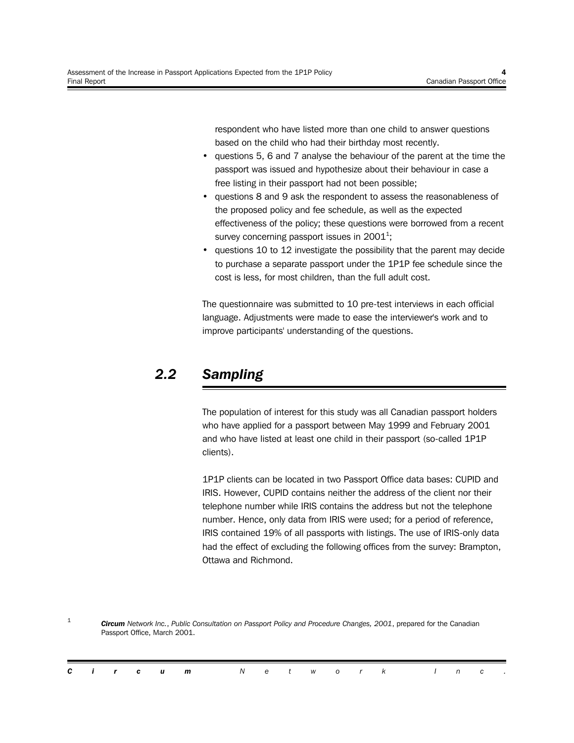respondent who have listed more than one child to answer questions based on the child who had their birthday most recently.

- questions 5, 6 and 7 analyse the behaviour of the parent at the time the passport was issued and hypothesize about their behaviour in case a free listing in their passport had not been possible;
- questions 8 and 9 ask the respondent to assess the reasonableness of the proposed policy and fee schedule, as well as the expected effectiveness of the policy; these questions were borrowed from a recent survey concerning passport issues in 2001[1];
- questions 10 to 12 investigate the possibility that the parent may decide to purchase a separate passport under the 1P1P fee schedule since the cost is less, for most children, than the full adult cost.

The questionnaire was submitted to 10 pre-test interviews in each official language. Adjustments were made to ease the interviewer's work and to improve participants' understanding of the questions.

## 2.2 Sampling

The population of interest for this study was all Canadian passport holders who have applied for a passport between May 1999 and February 2001 and who have listed at least one child in their passport (so-called 1P1P clients).

1P1P clients can be located in two Passport Office data bases: CUPID and IRIS. However, CUPID contains neither the address of the client nor their telephone number while IRIS contains the address but not the telephone number. Hence, only data from IRIS were used; for a period of reference, IRIS contained 19% of all passports with listings. The use of IRIS-only data had the effect of excluding the following offices from the survey: Brampton, Ottawa and Richmond.

[1] ***Circum*** *Network Inc.*, *Public Consultation on Passport Policy and Procedure Changes, 2001*, prepared for the Canadian Passport Office, March 2001.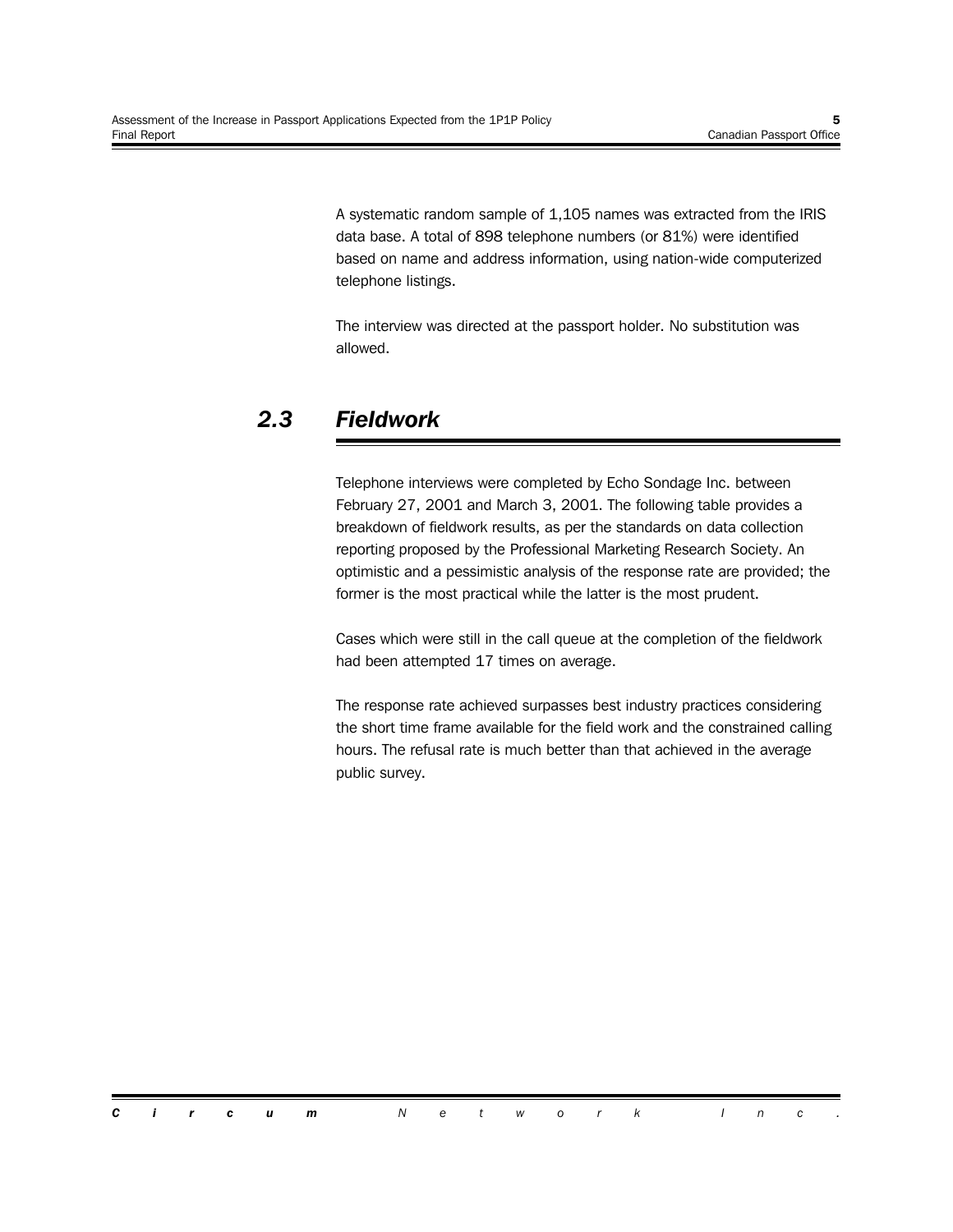A systematic random sample of 1,105 names was extracted from the IRIS data base. A total of 898 telephone numbers (or 81%) were identified based on name and address information, using nation-wide computerized telephone listings.

The interview was directed at the passport holder. No substitution was allowed.

## 2.3 Fieldwork

Telephone interviews were completed by Echo Sondage Inc. between February 27, 2001 and March 3, 2001. The following table provides a breakdown of fieldwork results, as per the standards on data collection reporting proposed by the Professional Marketing Research Society. An optimistic and a pessimistic analysis of the response rate are provided; the former is the most practical while the latter is the most prudent.

Cases which were still in the call queue at the completion of the fieldwork had been attempted 17 times on average.

The response rate achieved surpasses best industry practices considering the short time frame available for the field work and the constrained calling hours. The refusal rate is much better than that achieved in the average public survey.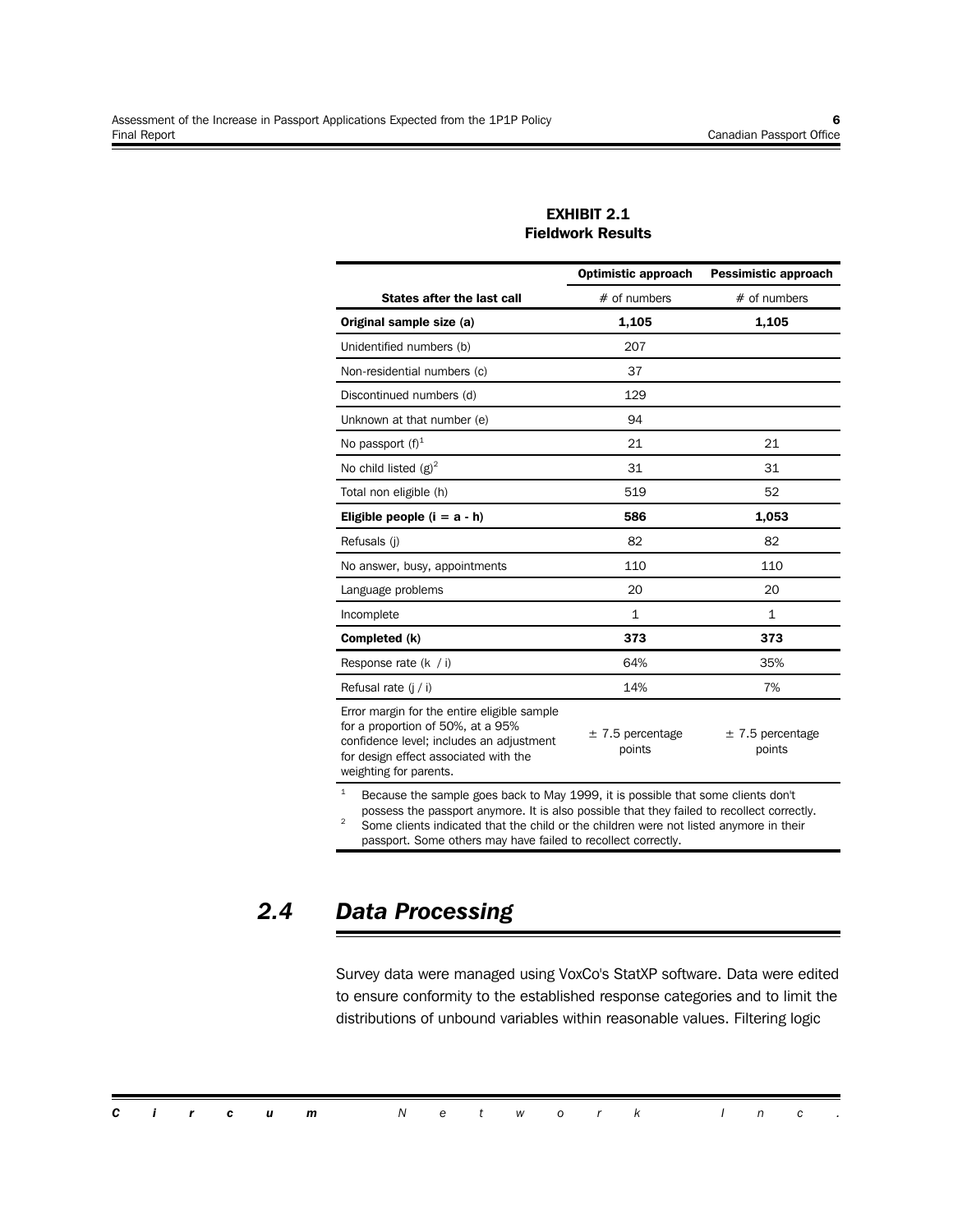**EXHIBIT 2.1**
**Fieldwork Results**

| States after the last call | Optimistic approach # of numbers | Pessimistic approach # of numbers |
|---|---|---|
| **Original sample size (a)** | **1,105** | **1,105** |
| Unidentified numbers (b) | 207 | |
| Non-residential numbers (c) | 37 | |
| Discontinued numbers (d) | 129 | |
| Unknown at that number (e) | 94 | |
| No passport (f)[1] | 21 | 21 |
| No child listed (g)[2] | 31 | 31 |
| Total non eligible (h) | 519 | 52 |
| **Eligible people (i = a - h)** | **586** | **1,053** |
| Refusals (j) | 82 | 82 |
| No answer, busy, appointments | 110 | 110 |
| Language problems | 20 | 20 |
| Incomplete | 1 | 1 |
| **Completed (k)** | **373** | **373** |
| Response rate (k / i) | 64% | 35% |
| Refusal rate (j / i) | 14% | 7% |
| Error margin for the entire eligible sample for a proportion of 50%, at a 95% confidence level; includes an adjustment for design effect associated with the weighting for parents. | ± 7.5 percentage points | ± 7.5 percentage points |

[1] Because the sample goes back to May 1999, it is possible that some clients don't possess the passport anymore. It is also possible that they failed to recollect correctly.

[2] Some clients indicated that the child or the children were not listed anymore in their passport. Some others may have failed to recollect correctly.

## *2.4 Data Processing*

Survey data were managed using VoxCo's StatXP software. Data were edited to ensure conformity to the established response categories and to limit the distributions of unbound variables within reasonable values. Filtering logic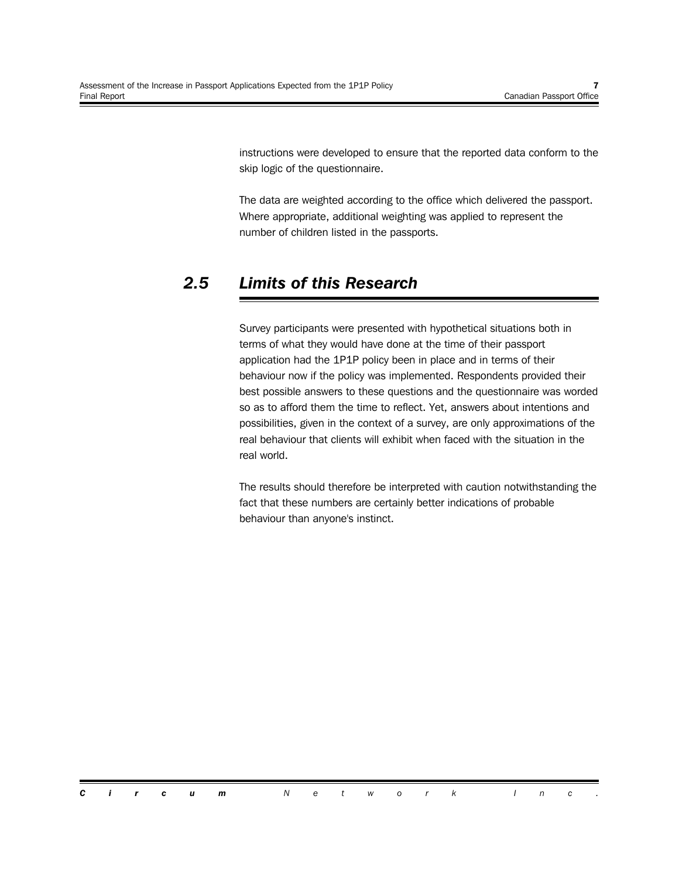instructions were developed to ensure that the reported data conform to the skip logic of the questionnaire.

The data are weighted according to the office which delivered the passport. Where appropriate, additional weighting was applied to represent the number of children listed in the passports.

## *2.5 Limits of this Research*

Survey participants were presented with hypothetical situations both in terms of what they would have done at the time of their passport application had the 1P1P policy been in place and in terms of their behaviour now if the policy was implemented. Respondents provided their best possible answers to these questions and the questionnaire was worded so as to afford them the time to reflect. Yet, answers about intentions and possibilities, given in the context of a survey, are only approximations of the real behaviour that clients will exhibit when faced with the situation in the real world.

The results should therefore be interpreted with caution notwithstanding the fact that these numbers are certainly better indications of probable behaviour than anyone's instinct.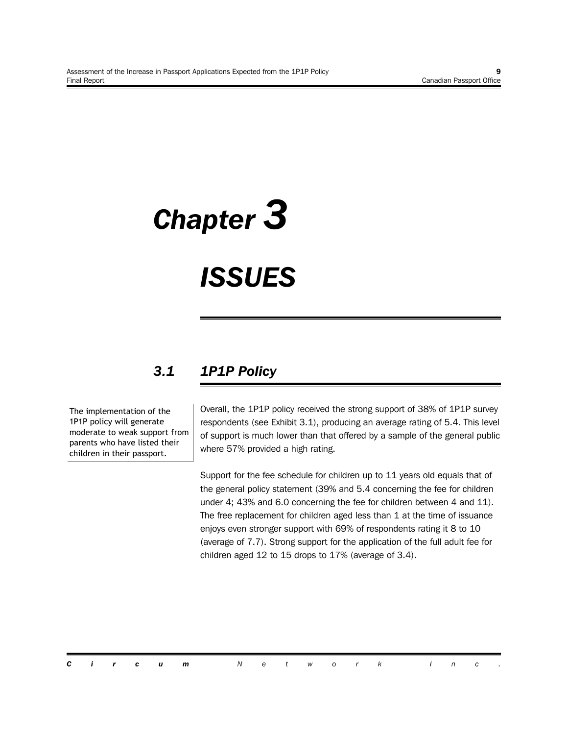# Chapter 3

# ISSUES

## 3.1 1P1P Policy

The implementation of the 1P1P policy will generate moderate to weak support from parents who have listed their children in their passport.

Overall, the 1P1P policy received the strong support of 38% of 1P1P survey respondents (see Exhibit 3.1), producing an average rating of 5.4. This level of support is much lower than that offered by a sample of the general public where 57% provided a high rating.

Support for the fee schedule for children up to 11 years old equals that of the general policy statement (39% and 5.4 concerning the fee for children under 4; 43% and 6.0 concerning the fee for children between 4 and 11). The free replacement for children aged less than 1 at the time of issuance enjoys even stronger support with 69% of respondents rating it 8 to 10 (average of 7.7). Strong support for the application of the full adult fee for children aged 12 to 15 drops to 17% (average of 3.4).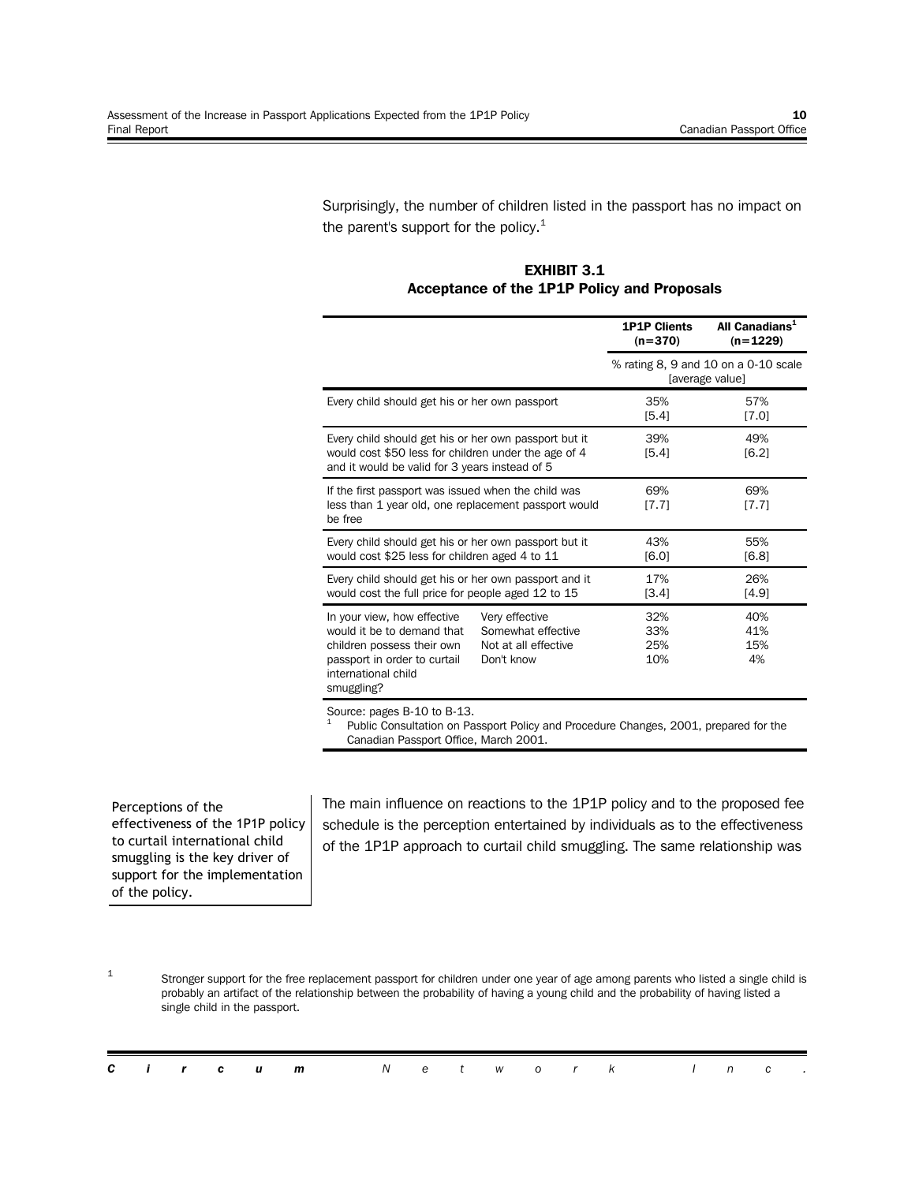Surprisingly, the number of children listed in the passport has no impact on the parent's support for the policy.[1]

**EXHIBIT 3.1**
**Acceptance of the 1P1P Policy and Proposals**

| | | **1P1P Clients (n=370)** | **All Canadians[1] (n=1229)** |
|---|---|---|---|
| | | % rating 8, 9 and 10 on a 0-10 scale [average value] | |
| Every child should get his or her own passport | | 35% [5.4] | 57% [7.0] |
| Every child should get his or her own passport but it would cost $50 less for children under the age of 4 and it would be valid for 3 years instead of 5 | | 39% [5.4] | 49% [6.2] |
| If the first passport was issued when the child was less than 1 year old, one replacement passport would be free | | 69% [7.7] | 69% [7.7] |
| Every child should get his or her own passport but it would cost $25 less for children aged 4 to 11 | | 43% [6.0] | 55% [6.8] |
| Every child should get his or her own passport and it would cost the full price for people aged 12 to 15 | | 17% [3.4] | 26% [4.9] |
| In your view, how effective would it be to demand that children possess their own passport in order to curtail international child smuggling? | Very effective | 32% | 40% |
| | Somewhat effective | 33% | 41% |
| | Not at all effective | 25% | 15% |
| | Don't know | 10% | 4% |

Source: pages B-10 to B-13.
[1] Public Consultation on Passport Policy and Procedure Changes, 2001, prepared for the Canadian Passport Office, March 2001.

Perceptions of the effectiveness of the 1P1P policy to curtail international child smuggling is the key driver of support for the implementation of the policy.

The main influence on reactions to the 1P1P policy and to the proposed fee schedule is the perception entertained by individuals as to the effectiveness of the 1P1P approach to curtail child smuggling. The same relationship was

[1] Stronger support for the free replacement passport for children under one year of age among parents who listed a single child is probably an artifact of the relationship between the probability of having a young child and the probability of having listed a single child in the passport.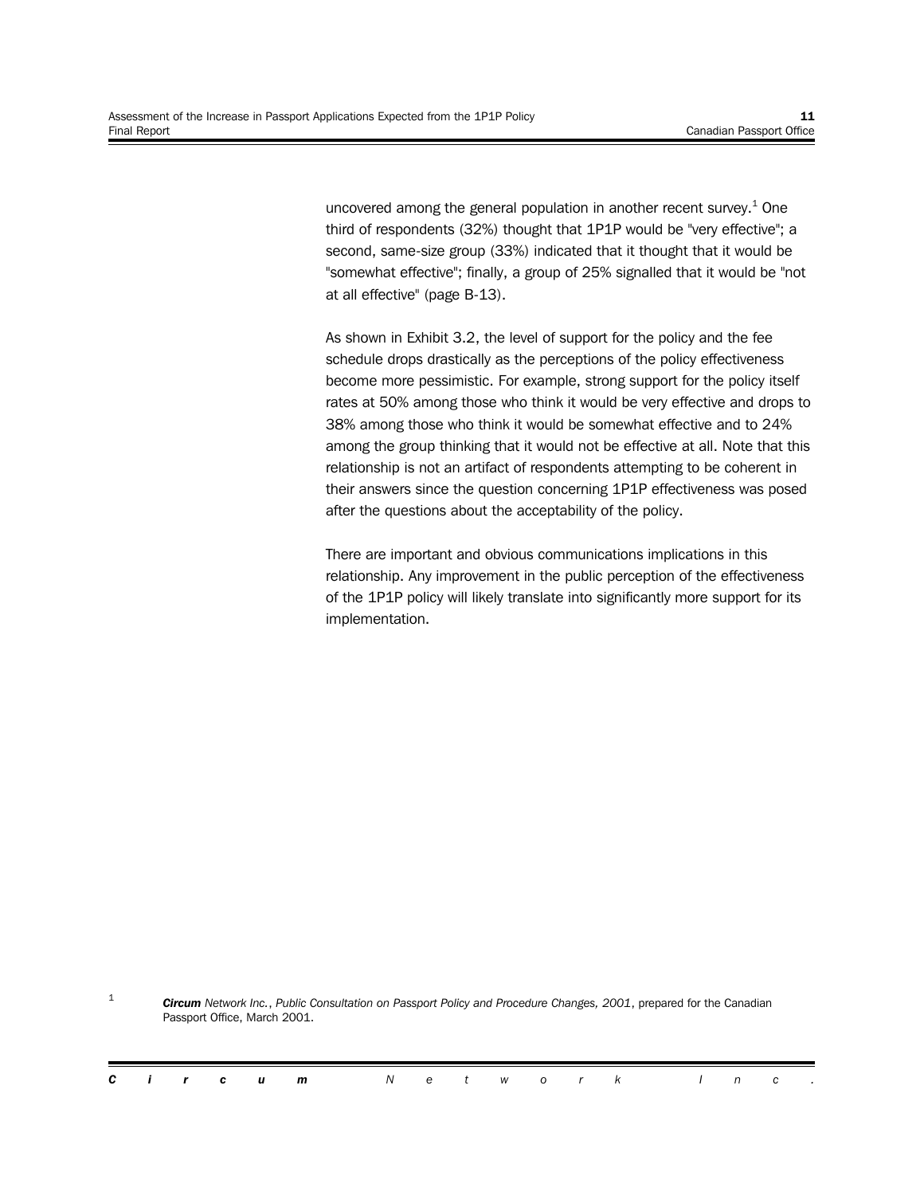uncovered among the general population in another recent survey.[1] One third of respondents (32%) thought that 1P1P would be "very effective"; a second, same-size group (33%) indicated that it thought that it would be "somewhat effective"; finally, a group of 25% signalled that it would be "not at all effective" (page B-13).

As shown in Exhibit 3.2, the level of support for the policy and the fee schedule drops drastically as the perceptions of the policy effectiveness become more pessimistic. For example, strong support for the policy itself rates at 50% among those who think it would be very effective and drops to 38% among those who think it would be somewhat effective and to 24% among the group thinking that it would not be effective at all. Note that this relationship is not an artifact of respondents attempting to be coherent in their answers since the question concerning 1P1P effectiveness was posed after the questions about the acceptability of the policy.

There are important and obvious communications implications in this relationship. Any improvement in the public perception of the effectiveness of the 1P1P policy will likely translate into significantly more support for its implementation.

[1] ***Circum** Network Inc.*, *Public Consultation on Passport Policy and Procedure Changes, 2001*, prepared for the Canadian Passport Office, March 2001.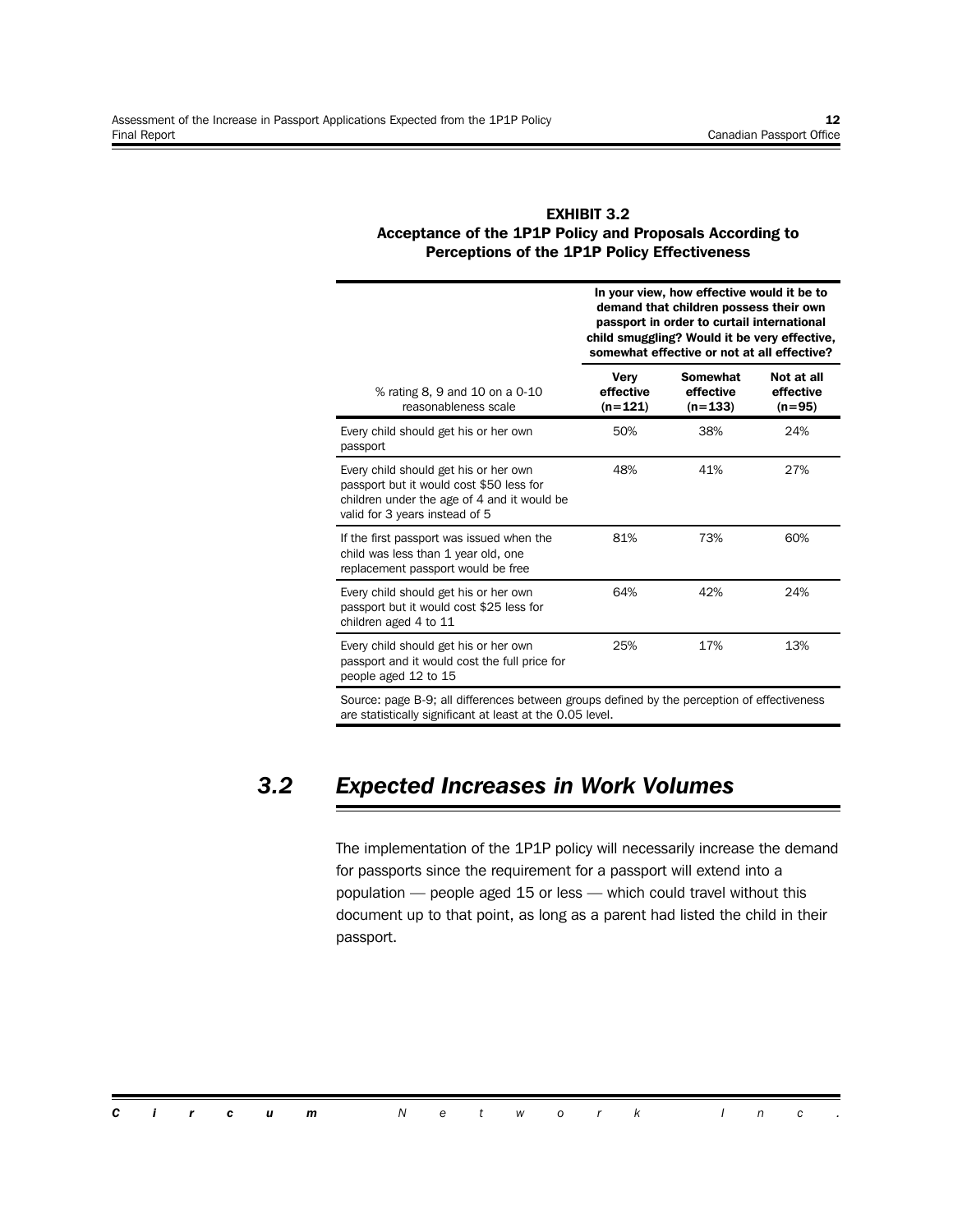**EXHIBIT 3.2**
**Acceptance of the 1P1P Policy and Proposals According to Perceptions of the 1P1P Policy Effectiveness**

| | In your view, how effective would it be to demand that children possess their own passport in order to curtail international child smuggling? Would it be very effective, somewhat effective or not at all effective? | | |
|---|---|---|---|
| % rating 8, 9 and 10 on a 0-10 reasonableness scale | **Very effective (n=121)** | **Somewhat effective (n=133)** | **Not at all effective (n=95)** |
| Every child should get his or her own passport | 50% | 38% | 24% |
| Every child should get his or her own passport but it would cost $50 less for children under the age of 4 and it would be valid for 3 years instead of 5 | 48% | 41% | 27% |
| If the first passport was issued when the child was less than 1 year old, one replacement passport would be free | 81% | 73% | 60% |
| Every child should get his or her own passport but it would cost $25 less for children aged 4 to 11 | 64% | 42% | 24% |
| Every child should get his or her own passport and it would cost the full price for people aged 12 to 15 | 25% | 17% | 13% |

Source: page B-9; all differences between groups defined by the perception of effectiveness are statistically significant at least at the 0.05 level.

## *3.2 Expected Increases in Work Volumes*

The implementation of the 1P1P policy will necessarily increase the demand for passports since the requirement for a passport will extend into a population — people aged 15 or less — which could travel without this document up to that point, as long as a parent had listed the child in their passport.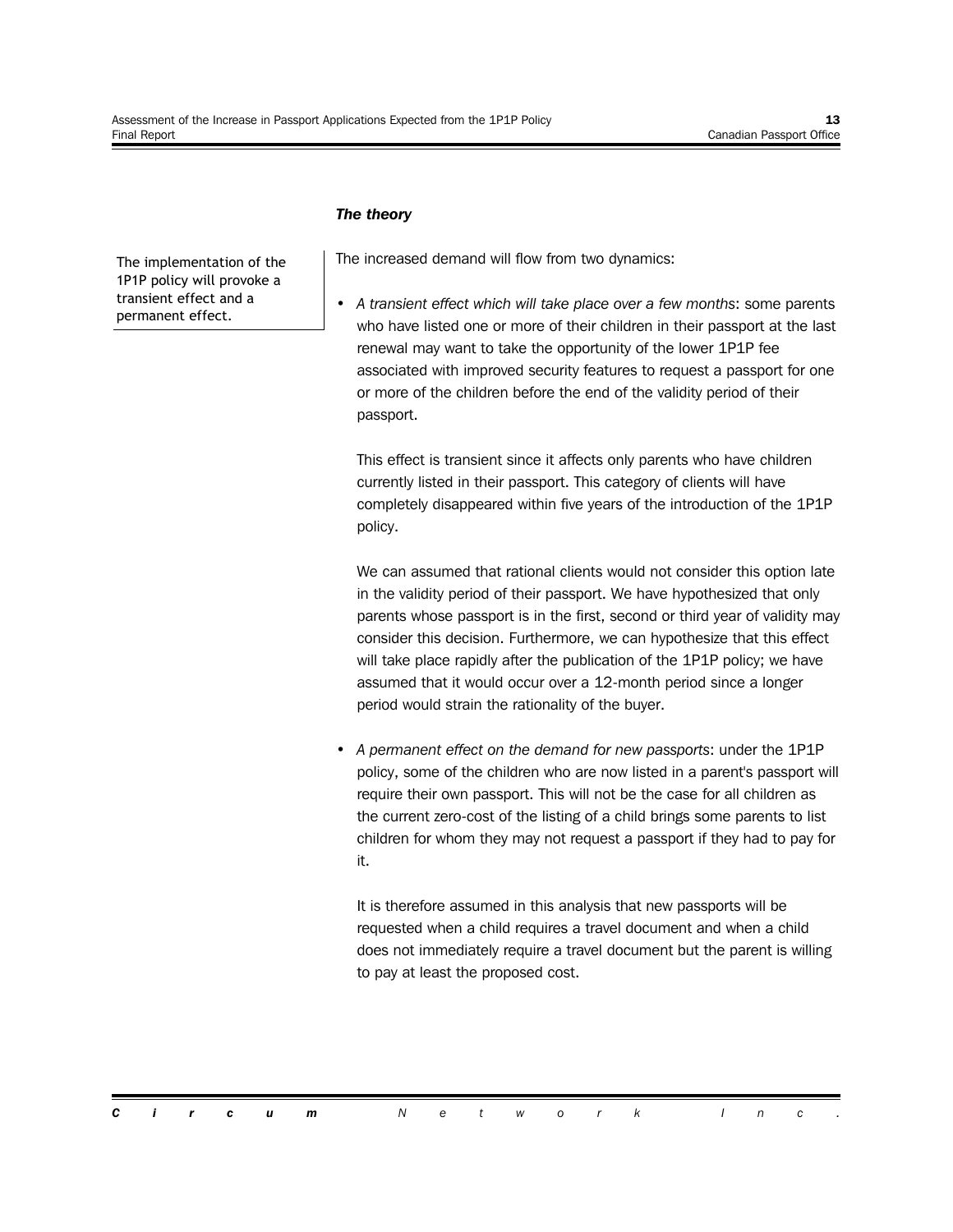### *The theory*

The implementation of the 1P1P policy will provoke a transient effect and a permanent effect.

The increased demand will flow from two dynamics:

- *A transient effect which will take place over a few months*: some parents who have listed one or more of their children in their passport at the last renewal may want to take the opportunity of the lower 1P1P fee associated with improved security features to request a passport for one or more of the children before the end of the validity period of their passport.

  This effect is transient since it affects only parents who have children currently listed in their passport. This category of clients will have completely disappeared within five years of the introduction of the 1P1P policy.

  We can assumed that rational clients would not consider this option late in the validity period of their passport. We have hypothesized that only parents whose passport is in the first, second or third year of validity may consider this decision. Furthermore, we can hypothesize that this effect will take place rapidly after the publication of the 1P1P policy; we have assumed that it would occur over a 12-month period since a longer period would strain the rationality of the buyer.

- *A permanent effect on the demand for new passports*: under the 1P1P policy, some of the children who are now listed in a parent's passport will require their own passport. This will not be the case for all children as the current zero-cost of the listing of a child brings some parents to list children for whom they may not request a passport if they had to pay for it.

  It is therefore assumed in this analysis that new passports will be requested when a child requires a travel document and when a child does not immediately require a travel document but the parent is willing to pay at least the proposed cost.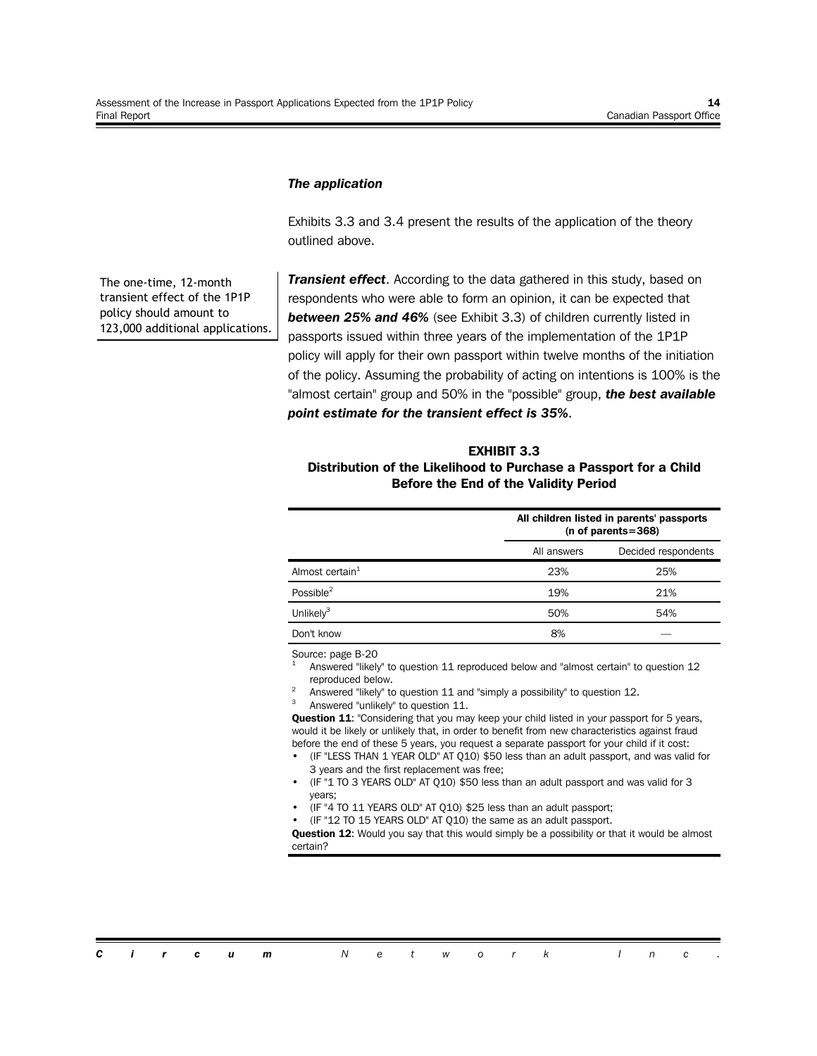***The application***

Exhibits 3.3 and 3.4 present the results of the application of the theory outlined above.

The one-time, 12-month transient effect of the 1P1P policy should amount to 123,000 additional applications.

***Transient effect***. According to the data gathered in this study, based on respondents who were able to form an opinion, it can be expected that ***between 25% and 46%*** (see Exhibit 3.3) of children currently listed in passports issued within three years of the implementation of the 1P1P policy will apply for their own passport within twelve months of the initiation of the policy. Assuming the probability of acting on intentions is 100% is the "almost certain" group and 50% in the "possible" group, ***the best available point estimate for the transient effect is 35%***.

**EXHIBIT 3.3**
**Distribution of the Likelihood to Purchase a Passport for a Child Before the End of the Validity Period**

| | All children listed in parents' passports (n of parents=368) | |
|---|---|---|
| | All answers | Decided respondents |
| Almost certain[1] | 23% | 25% |
| Possible[2] | 19% | 21% |
| Unlikely[3] | 50% | 54% |
| Don't know | 8% | — |

Source: page B-20

[1] Answered "likely" to question 11 reproduced below and "almost certain" to question 12 reproduced below.

[2] Answered "likely" to question 11 and "simply a possibility" to question 12.

[3] Answered "unlikely" to question 11.

**Question 11**: "Considering that you may keep your child listed in your passport for 5 years, would it be likely or unlikely that, in order to benefit from new characteristics against fraud before the end of these 5 years, you request a separate passport for your child if it cost:

- (IF "LESS THAN 1 YEAR OLD" AT Q10) $50 less than an adult passport, and was valid for 3 years and the first replacement was free;
- (IF "1 TO 3 YEARS OLD" AT Q10) $50 less than an adult passport and was valid for 3 years;
- (IF "4 TO 11 YEARS OLD" AT Q10) $25 less than an adult passport;
- (IF "12 TO 15 YEARS OLD" AT Q10) the same as an adult passport.

**Question 12**: Would you say that this would simply be a possibility or that it would be almost certain?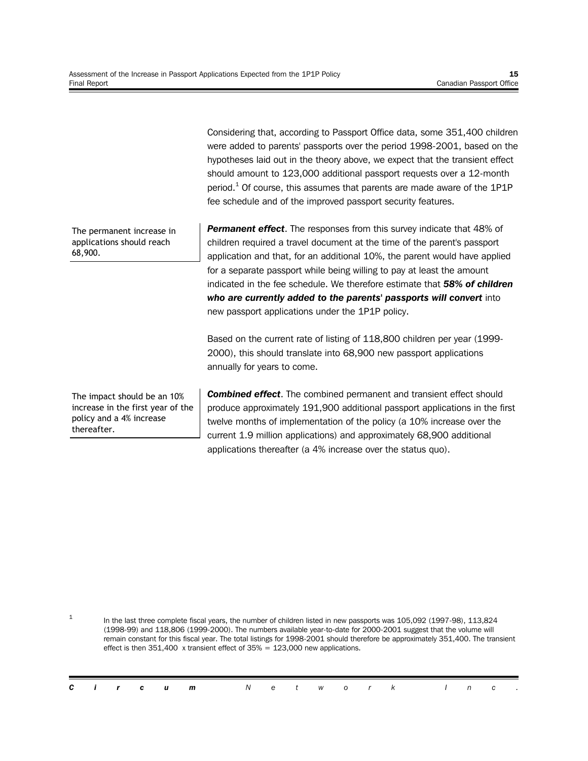Considering that, according to Passport Office data, some 351,400 children were added to parents' passports over the period 1998-2001, based on the hypotheses laid out in the theory above, we expect that the transient effect should amount to 123,000 additional passport requests over a 12-month period.[1] Of course, this assumes that parents are made aware of the 1P1P fee schedule and of the improved passport security features.

The permanent increase in applications should reach 68,900.

***Permanent effect***. The responses from this survey indicate that 48% of children required a travel document at the time of the parent's passport application and that, for an additional 10%, the parent would have applied for a separate passport while being willing to pay at least the amount indicated in the fee schedule. We therefore estimate that ***58% of children who are currently added to the parents' passports will convert*** into new passport applications under the 1P1P policy.

Based on the current rate of listing of 118,800 children per year (1999-2000), this should translate into 68,900 new passport applications annually for years to come.

The impact should be an 10% increase in the first year of the policy and a 4% increase thereafter.

***Combined effect***. The combined permanent and transient effect should produce approximately 191,900 additional passport applications in the first twelve months of implementation of the policy (a 10% increase over the current 1.9 million applications) and approximately 68,900 additional applications thereafter (a 4% increase over the status quo).

---

[1] In the last three complete fiscal years, the number of children listed in new passports was 105,092 (1997-98), 113,824 (1998-99) and 118,806 (1999-2000). The numbers available year-to-date for 2000-2001 suggest that the volume will remain constant for this fiscal year. The total listings for 1998-2001 should therefore be approximately 351,400. The transient effect is then 351,400 x transient effect of 35% = 123,000 new applications.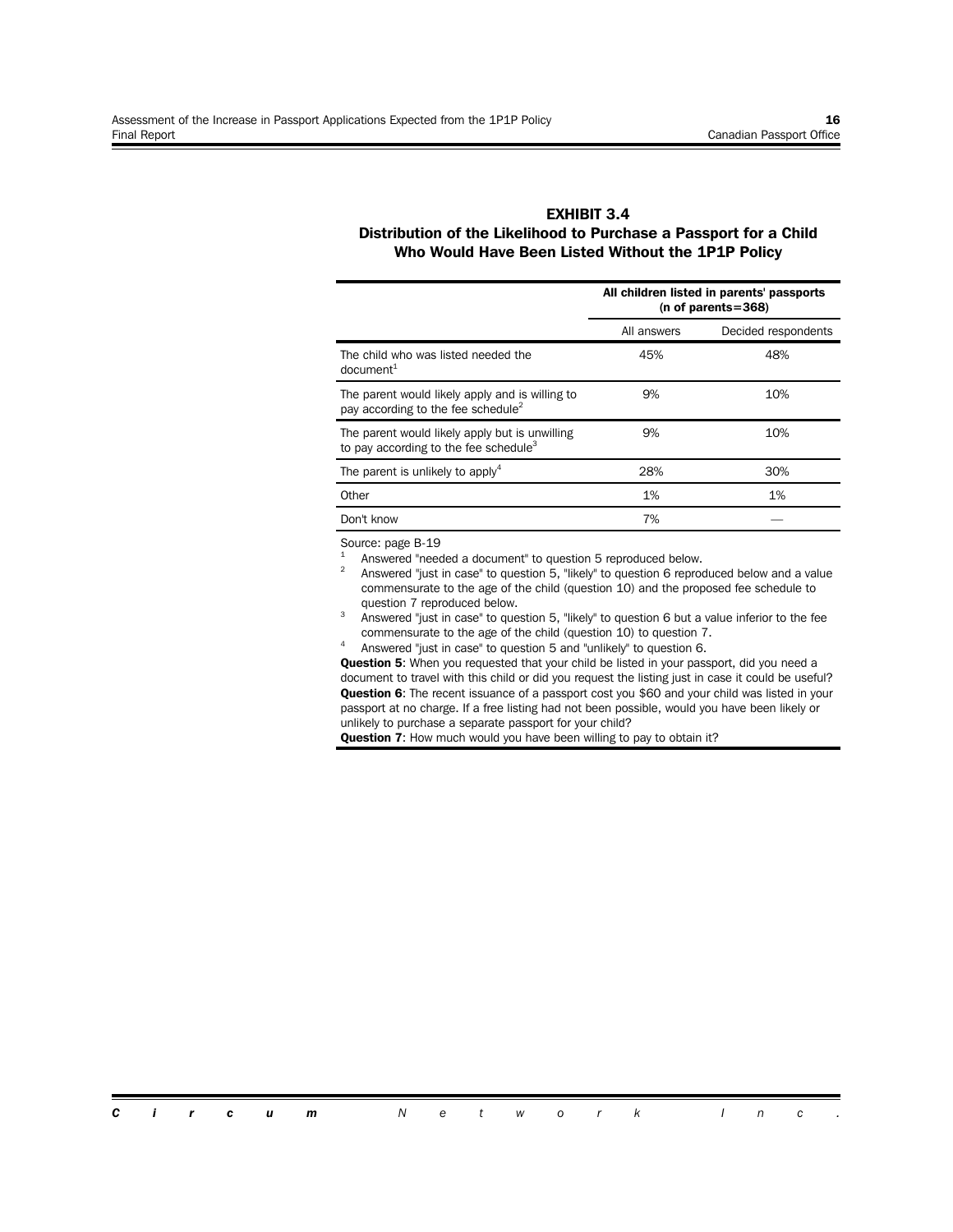**EXHIBIT 3.4**
**Distribution of the Likelihood to Purchase a Passport for a Child Who Would Have Been Listed Without the 1P1P Policy**

| | All children listed in parents' passports (n of parents=368) | |
|---|---|---|
| | All answers | Decided respondents |
| The child who was listed needed the document[1] | 45% | 48% |
| The parent would likely apply and is willing to pay according to the fee schedule[2] | 9% | 10% |
| The parent would likely apply but is unwilling to pay according to the fee schedule[3] | 9% | 10% |
| The parent is unlikely to apply[4] | 28% | 30% |
| Other | 1% | 1% |
| Don't know | 7% | — |

Source: page B-19

[1] Answered "needed a document" to question 5 reproduced below.

[2] Answered "just in case" to question 5, "likely" to question 6 reproduced below and a value commensurate to the age of the child (question 10) and the proposed fee schedule to question 7 reproduced below.

[3] Answered "just in case" to question 5, "likely" to question 6 but a value inferior to the fee commensurate to the age of the child (question 10) to question 7.

[4] Answered "just in case" to question 5 and "unlikely" to question 6.

**Question 5**: When you requested that your child be listed in your passport, did you need a document to travel with this child or did you request the listing just in case it could be useful?
**Question 6**: The recent issuance of a passport cost you $60 and your child was listed in your passport at no charge. If a free listing had not been possible, would you have been likely or unlikely to purchase a separate passport for your child?
**Question 7**: How much would you have been willing to pay to obtain it?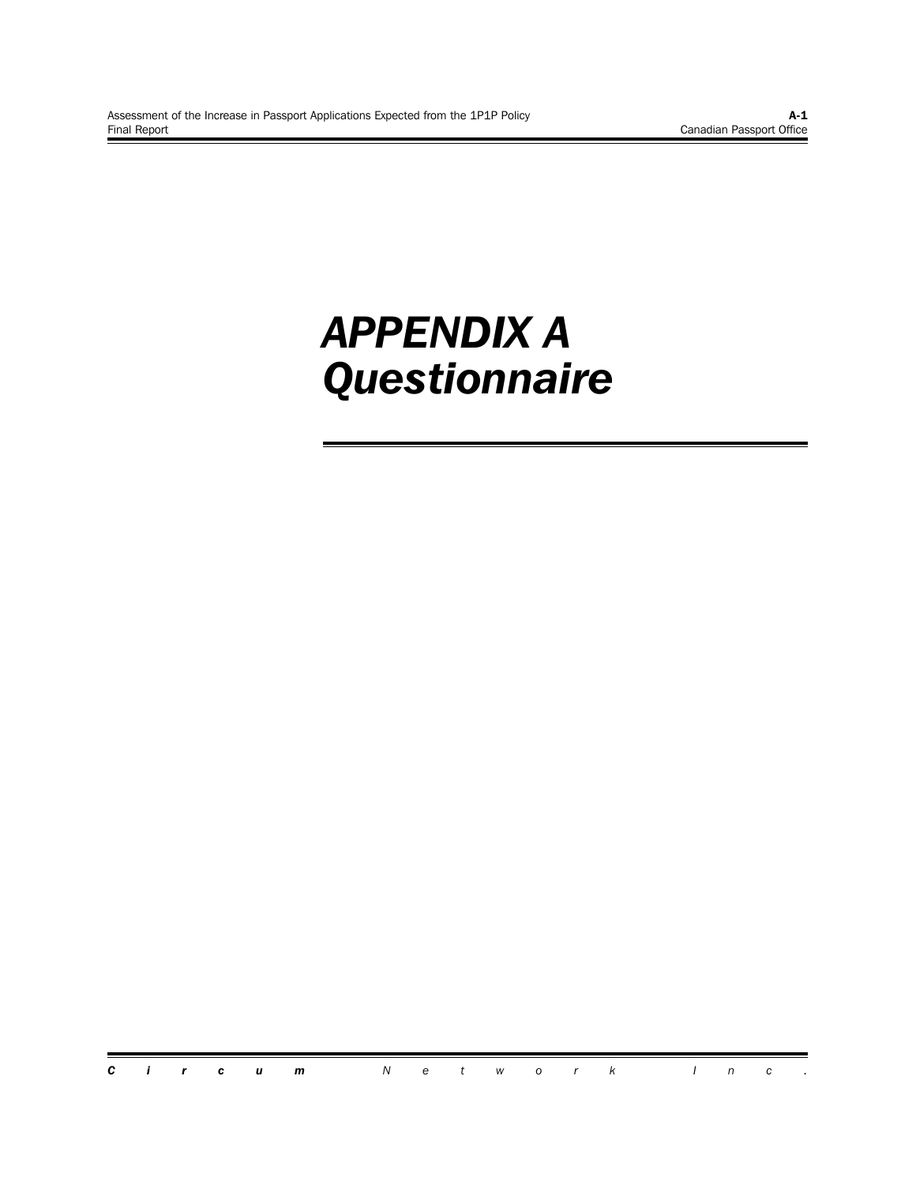# *APPENDIX A Questionnaire*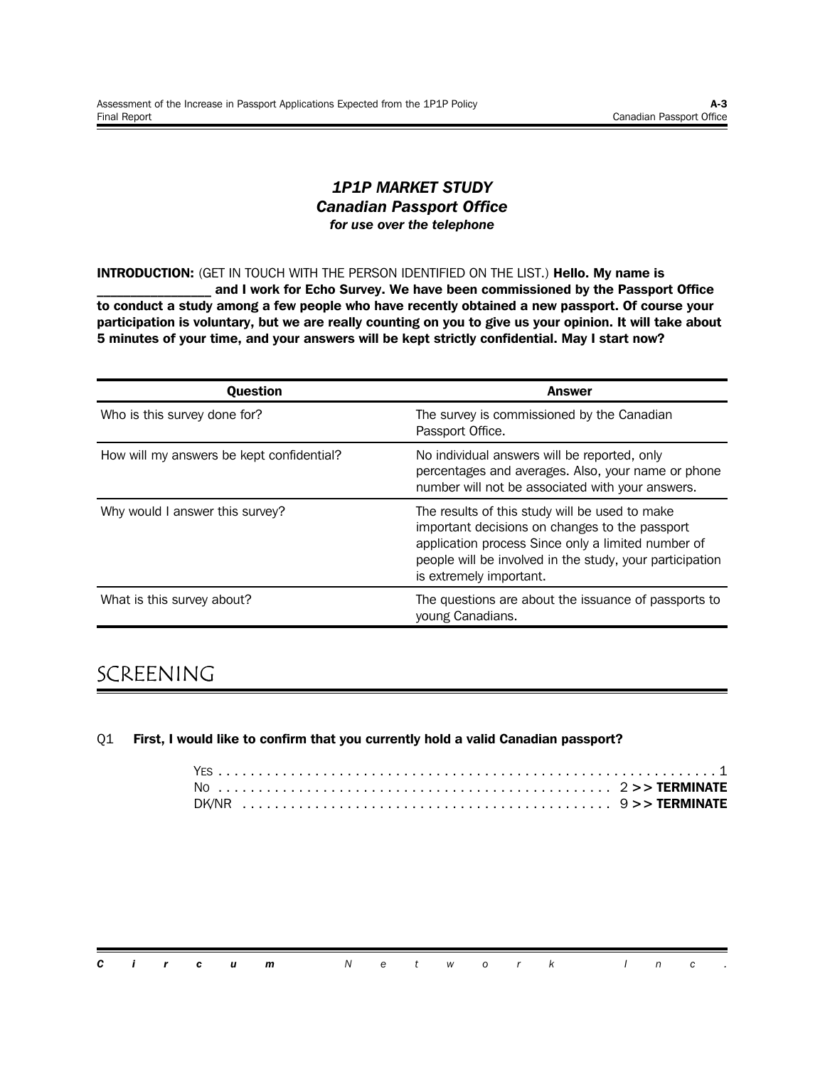***1P1P MARKET STUDY***
***Canadian Passport Office***
***for use over the telephone***

**INTRODUCTION:** (GET IN TOUCH WITH THE PERSON IDENTIFIED ON THE LIST.) **Hello. My name is _______________ and I work for Echo Survey. We have been commissioned by the Passport Office to conduct a study among a few people who have recently obtained a new passport. Of course your participation is voluntary, but we are really counting on you to give us your opinion. It will take about 5 minutes of your time, and your answers will be kept strictly confidential. May I start now?**

| Question | Answer |
|---|---|
| Who is this survey done for? | The survey is commissioned by the Canadian Passport Office. |
| How will my answers be kept confidential? | No individual answers will be reported, only percentages and averages. Also, your name or phone number will not be associated with your answers. |
| Why would I answer this survey? | The results of this study will be used to make important decisions on changes to the passport application process Since only a limited number of people will be involved in the study, your participation is extremely important. |
| What is this survey about? | The questions are about the issuance of passports to young Canadians. |

# SCREENING

Q1 **First, I would like to confirm that you currently hold a valid Canadian passport?**

YES . . . . . . . . . . . . . . . . . . . . . . . . . . . . . . . . . . . . . . . . . . . . . . . . . . . . . . 1
NO . . . . . . . . . . . . . . . . . . . . . . . . . . . . . . . . . . . . . . . . . . . . . . 2 >> **TERMINATE**
DK/NR . . . . . . . . . . . . . . . . . . . . . . . . . . . . . . . . . . . . . . . . . . 9 >> **TERMINATE**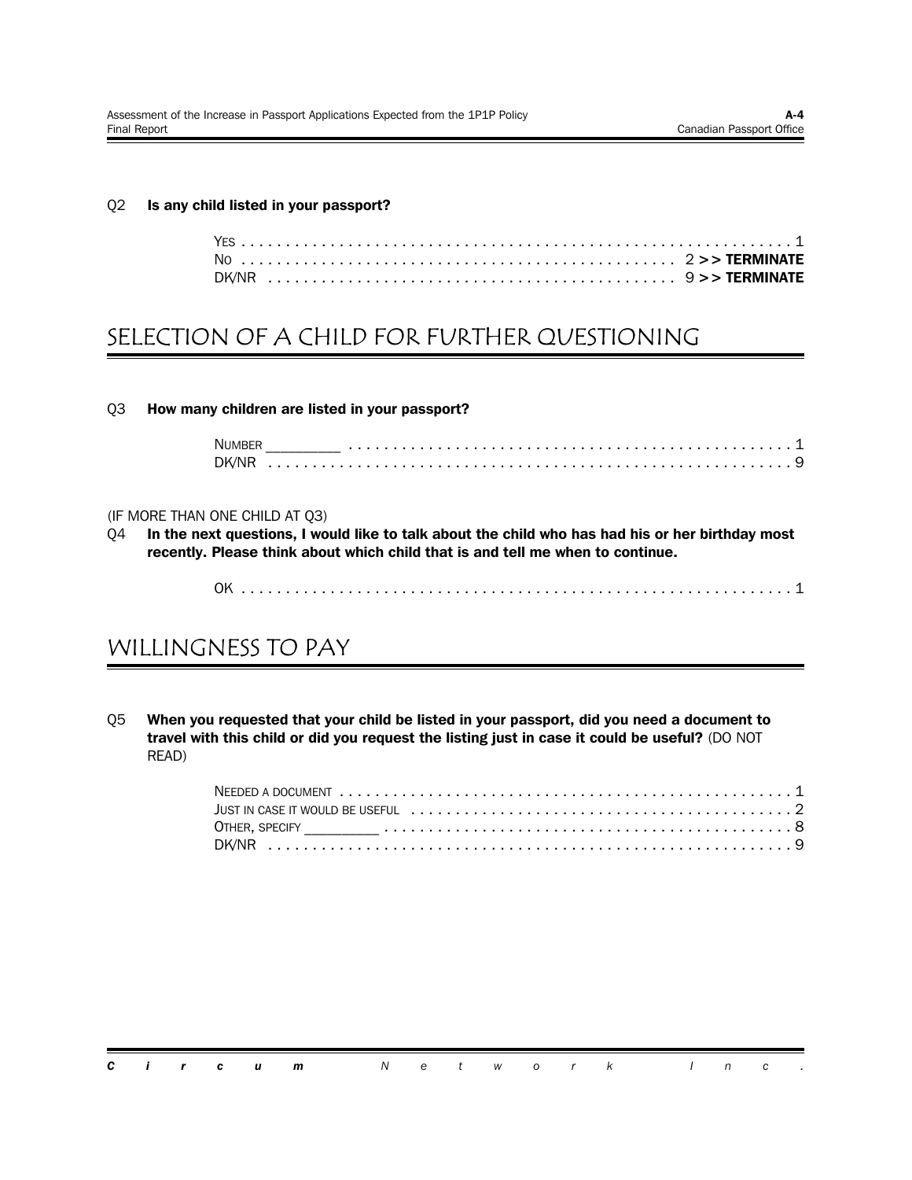Q2 **Is any child listed in your passport?**

Yes . . . . . . . . . . . . . . . . . . . . . . . . . . . . . . . . . . . . . . . . . . . . . . . . . . . . . . . . . . . . . 1
No . . . . . . . . . . . . . . . . . . . . . . . . . . . . . . . . . . . . . . . . . . . . . . . . 2 >> **TERMINATE**
DK/NR . . . . . . . . . . . . . . . . . . . . . . . . . . . . . . . . . . . . . . . . . . . . 9 >> **TERMINATE**

## SELECTION OF A CHILD FOR FURTHER QUESTIONING

Q3 **How many children are listed in your passport?**

Number _________ . . . . . . . . . . . . . . . . . . . . . . . . . . . . . . . . . . . . . . . . . . . . . . . . . . 1
DK/NR . . . . . . . . . . . . . . . . . . . . . . . . . . . . . . . . . . . . . . . . . . . . . . . . . . . . . . . . . . . 9

(IF MORE THAN ONE CHILD AT Q3)

Q4 **In the next questions, I would like to talk about the child who has had his or her birthday most recently. Please think about which child that is and tell me when to continue.**

OK . . . . . . . . . . . . . . . . . . . . . . . . . . . . . . . . . . . . . . . . . . . . . . . . . . . . . . . . . . . . . . . 1

## WILLINGNESS TO PAY

Q5 **When you requested that your child be listed in your passport, did you need a document to travel with this child or did you request the listing just in case it could be useful?** (DO NOT READ)

Needed a document . . . . . . . . . . . . . . . . . . . . . . . . . . . . . . . . . . . . . . . . . . . . . . . . . . . 1
Just in case it would be useful . . . . . . . . . . . . . . . . . . . . . . . . . . . . . . . . . . . . . . . . . . 2
Other, specify _________ . . . . . . . . . . . . . . . . . . . . . . . . . . . . . . . . . . . . . . . . . . . . . . 8
DK/NR . . . . . . . . . . . . . . . . . . . . . . . . . . . . . . . . . . . . . . . . . . . . . . . . . . . . . . . . . . . 9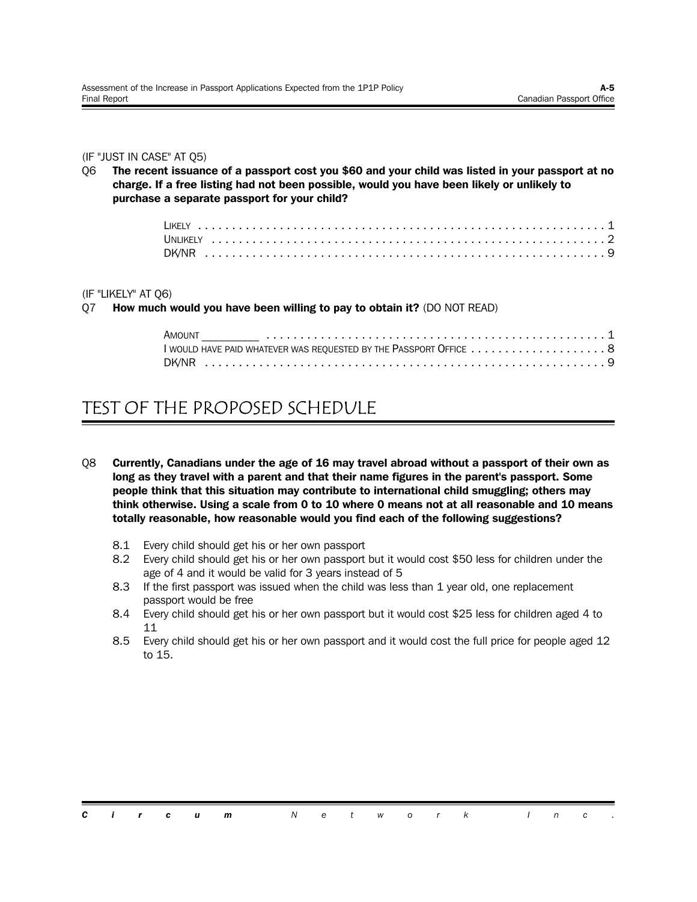(IF "JUST IN CASE" AT Q5)

Q6 **The recent issuance of a passport cost you $60 and your child was listed in your passport at no charge. If a free listing had not been possible, would you have been likely or unlikely to purchase a separate passport for your child?**

- LIKELY . . . . . . . . . . . . . . . . . . . . . . . . . . . . . . . . . . . . . . . . . . . . . . . . . . . . . . . . . . 1
- UNLIKELY . . . . . . . . . . . . . . . . . . . . . . . . . . . . . . . . . . . . . . . . . . . . . . . . . . . . . . . . 2
- DK/NR . . . . . . . . . . . . . . . . . . . . . . . . . . . . . . . . . . . . . . . . . . . . . . . . . . . . . . . . . . 9

(IF "LIKELY" AT Q6)

Q7 **How much would you have been willing to pay to obtain it?** (DO NOT READ)

- AMOUNT _________ . . . . . . . . . . . . . . . . . . . . . . . . . . . . . . . . . . . . . . . . . . . . . . . . . 1
- I WOULD HAVE PAID WHATEVER WAS REQUESTED BY THE PASSPORT OFFICE . . . . . . . . . . . . . . . . . . . . 8
- DK/NR . . . . . . . . . . . . . . . . . . . . . . . . . . . . . . . . . . . . . . . . . . . . . . . . . . . . . . . . . . 9

# TEST OF THE PROPOSED SCHEDULE

Q8 **Currently, Canadians under the age of 16 may travel abroad without a passport of their own as long as they travel with a parent and that their name figures in the parent's passport. Some people think that this situation may contribute to international child smuggling; others may think otherwise. Using a scale from 0 to 10 where 0 means not at all reasonable and 10 means totally reasonable, how reasonable would you find each of the following suggestions?**

- 8.1 Every child should get his or her own passport
- 8.2 Every child should get his or her own passport but it would cost $50 less for children under the age of 4 and it would be valid for 3 years instead of 5
- 8.3 If the first passport was issued when the child was less than 1 year old, one replacement passport would be free
- 8.4 Every child should get his or her own passport but it would cost $25 less for children aged 4 to 11
- 8.5 Every child should get his or her own passport and it would cost the full price for people aged 12 to 15.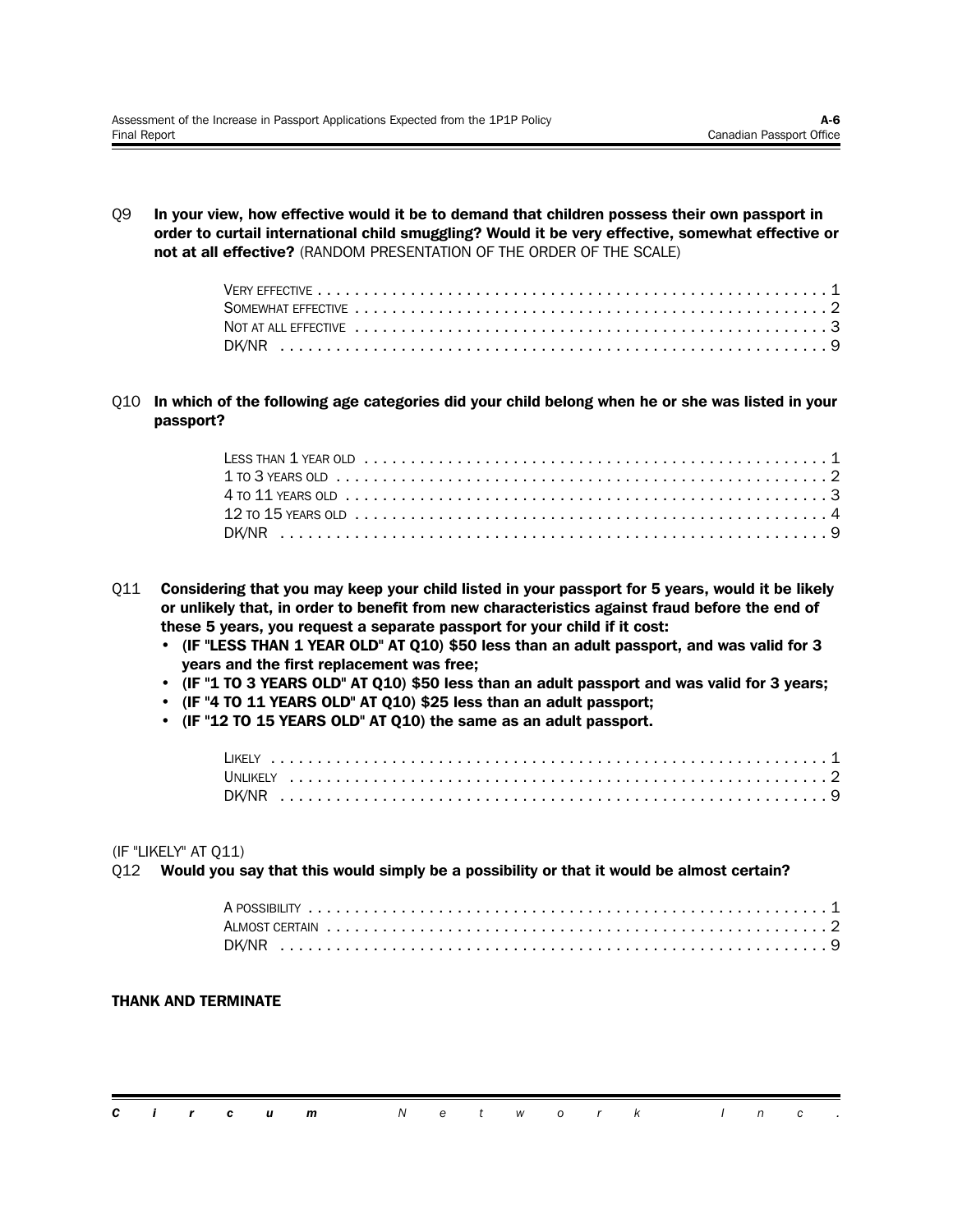Q9 **In your view, how effective would it be to demand that children possess their own passport in order to curtail international child smuggling? Would it be very effective, somewhat effective or not at all effective?** (RANDOM PRESENTATION OF THE ORDER OF THE SCALE)

VERY EFFECTIVE . . . . . . . . . . . . . . . . . . . . . . . . . . . . . . . . . . . . . . . . . . . . . . . . . . . . 1
SOMEWHAT EFFECTIVE . . . . . . . . . . . . . . . . . . . . . . . . . . . . . . . . . . . . . . . . . . . . . . . . 2
NOT AT ALL EFFECTIVE . . . . . . . . . . . . . . . . . . . . . . . . . . . . . . . . . . . . . . . . . . . . . . . 3
DK/NR . . . . . . . . . . . . . . . . . . . . . . . . . . . . . . . . . . . . . . . . . . . . . . . . . . . . . . . . . . 9

Q10 **In which of the following age categories did your child belong when he or she was listed in your passport?**

LESS THAN 1 YEAR OLD . . . . . . . . . . . . . . . . . . . . . . . . . . . . . . . . . . . . . . . . . . . . . . . 1
1 TO 3 YEARS OLD . . . . . . . . . . . . . . . . . . . . . . . . . . . . . . . . . . . . . . . . . . . . . . . . . . 2
4 TO 11 YEARS OLD . . . . . . . . . . . . . . . . . . . . . . . . . . . . . . . . . . . . . . . . . . . . . . . . . 3
12 TO 15 YEARS OLD . . . . . . . . . . . . . . . . . . . . . . . . . . . . . . . . . . . . . . . . . . . . . . . . 4
DK/NR . . . . . . . . . . . . . . . . . . . . . . . . . . . . . . . . . . . . . . . . . . . . . . . . . . . . . . . . . . 9

Q11 **Considering that you may keep your child listed in your passport for 5 years, would it be likely or unlikely that, in order to benefit from new characteristics against fraud before the end of these 5 years, you request a separate passport for your child if it cost:**

- **(IF "LESS THAN 1 YEAR OLD" AT Q10) $50 less than an adult passport, and was valid for 3 years and the first replacement was free;**
- **(IF "1 TO 3 YEARS OLD" AT Q10) $50 less than an adult passport and was valid for 3 years;**
- **(IF "4 TO 11 YEARS OLD" AT Q10) $25 less than an adult passport;**
- **(IF "12 TO 15 YEARS OLD" AT Q10) the same as an adult passport.**

LIKELY . . . . . . . . . . . . . . . . . . . . . . . . . . . . . . . . . . . . . . . . . . . . . . . . . . . . . . . . . 1
UNLIKELY . . . . . . . . . . . . . . . . . . . . . . . . . . . . . . . . . . . . . . . . . . . . . . . . . . . . . . . 2
DK/NR . . . . . . . . . . . . . . . . . . . . . . . . . . . . . . . . . . . . . . . . . . . . . . . . . . . . . . . . . . 9

(IF "LIKELY" AT Q11)
Q12 **Would you say that this would simply be a possibility or that it would be almost certain?**

A POSSIBILITY . . . . . . . . . . . . . . . . . . . . . . . . . . . . . . . . . . . . . . . . . . . . . . . . . . . . 1
ALMOST CERTAIN . . . . . . . . . . . . . . . . . . . . . . . . . . . . . . . . . . . . . . . . . . . . . . . . . . 2
DK/NR . . . . . . . . . . . . . . . . . . . . . . . . . . . . . . . . . . . . . . . . . . . . . . . . . . . . . . . . . . 9

**THANK AND TERMINATE**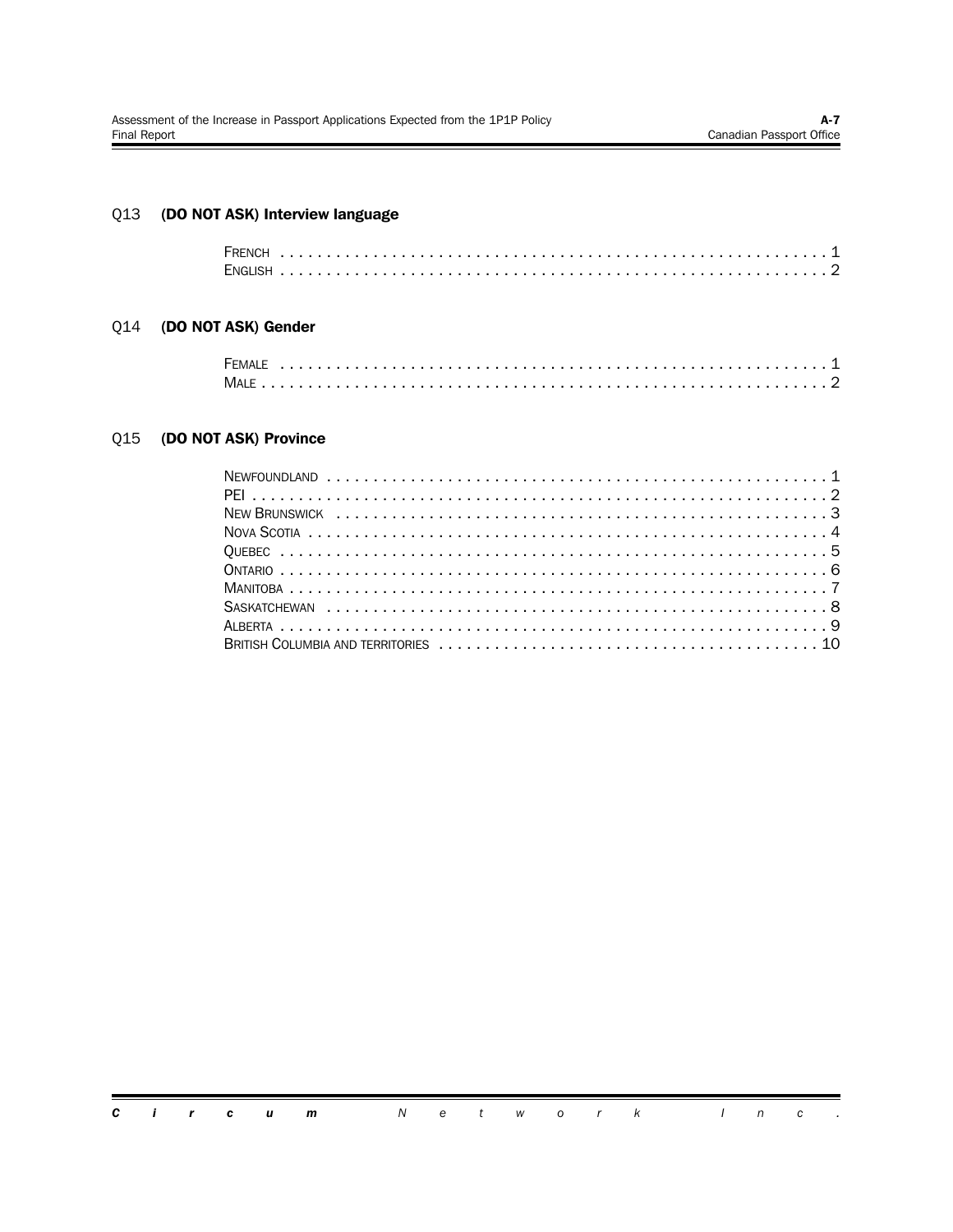Q13 **(DO NOT ASK) Interview language**

FRENCH . . . . . . . . . . . . . . . . . . . . . . . . . . . . . . . . . . . . . . . . . . . . . . . . . . . . . . . . . . . 1
ENGLISH . . . . . . . . . . . . . . . . . . . . . . . . . . . . . . . . . . . . . . . . . . . . . . . . . . . . . . . . . . . 2

Q14 **(DO NOT ASK) Gender**

FEMALE . . . . . . . . . . . . . . . . . . . . . . . . . . . . . . . . . . . . . . . . . . . . . . . . . . . . . . . . . . . 1
MALE . . . . . . . . . . . . . . . . . . . . . . . . . . . . . . . . . . . . . . . . . . . . . . . . . . . . . . . . . . . . . 2

Q15 **(DO NOT ASK) Province**

NEWFOUNDLAND . . . . . . . . . . . . . . . . . . . . . . . . . . . . . . . . . . . . . . . . . . . . . . . . . . . . . 1
PEI . . . . . . . . . . . . . . . . . . . . . . . . . . . . . . . . . . . . . . . . . . . . . . . . . . . . . . . . . . . . . . . 2
NEW BRUNSWICK . . . . . . . . . . . . . . . . . . . . . . . . . . . . . . . . . . . . . . . . . . . . . . . . . . . . 3
NOVA SCOTIA . . . . . . . . . . . . . . . . . . . . . . . . . . . . . . . . . . . . . . . . . . . . . . . . . . . . . . . . 4
QUEBEC . . . . . . . . . . . . . . . . . . . . . . . . . . . . . . . . . . . . . . . . . . . . . . . . . . . . . . . . . . . . 5
ONTARIO . . . . . . . . . . . . . . . . . . . . . . . . . . . . . . . . . . . . . . . . . . . . . . . . . . . . . . . . . . . 6
MANITOBA . . . . . . . . . . . . . . . . . . . . . . . . . . . . . . . . . . . . . . . . . . . . . . . . . . . . . . . . . . 7
SASKATCHEWAN . . . . . . . . . . . . . . . . . . . . . . . . . . . . . . . . . . . . . . . . . . . . . . . . . . . . . 8
ALBERTA . . . . . . . . . . . . . . . . . . . . . . . . . . . . . . . . . . . . . . . . . . . . . . . . . . . . . . . . . . . 9
BRITISH COLUMBIA AND TERRITORIES . . . . . . . . . . . . . . . . . . . . . . . . . . . . . . . . . . . . . . 10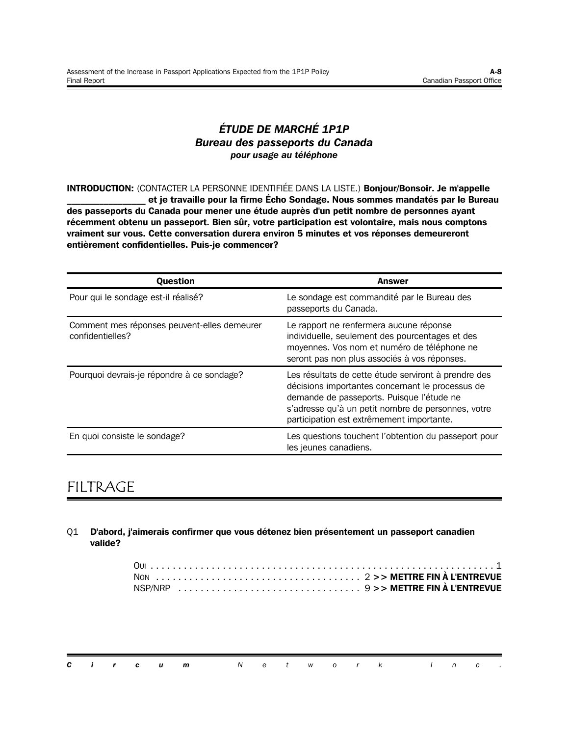# *ÉTUDE DE MARCHÉ 1P1P*
## *Bureau des passeports du Canada*
***pour usage au téléphone***

**INTRODUCTION:** (CONTACTER LA PERSONNE IDENTIFIÉE DANS LA LISTE.) **Bonjour/Bonsoir. Je m'appelle _______________ et je travaille pour la firme Écho Sondage. Nous sommes mandatés par le Bureau des passeports du Canada pour mener une étude auprès d'un petit nombre de personnes ayant récemment obtenu un passeport. Bien sûr, votre participation est volontaire, mais nous comptons vraiment sur vous. Cette conversation durera environ 5 minutes et vos réponses demeureront entièrement confidentielles. Puis-je commencer?**

| Question | Answer |
|---|---|
| Pour qui le sondage est-il réalisé? | Le sondage est commandité par le Bureau des passeports du Canada. |
| Comment mes réponses peuvent-elles demeurer confidentielles? | Le rapport ne renfermera aucune réponse individuelle, seulement des pourcentages et des moyennes. Vos nom et numéro de téléphone ne seront pas non plus associés à vos réponses. |
| Pourquoi devrais-je répondre à ce sondage? | Les résultats de cette étude serviront à prendre des décisions importantes concernant le processus de demande de passeports. Puisque l'étude ne s'adresse qu'à un petit nombre de personnes, votre participation est extrêmement importante. |
| En quoi consiste le sondage? | Les questions touchent l'obtention du passeport pour les jeunes canadiens. |

# FILTRAGE

Q1 **D'abord, j'aimerais confirmer que vous détenez bien présentement un passeport canadien valide?**

- OUI . . . . . . . . . . . . . . . . . . . . . . . . . . . . . . . . . . . . . . . . . . . . 1
- NON . . . . . . . . . . . . . . . . . . . . . . . . . . . . 2 **>> METTRE FIN À L'ENTREVUE**
- NSP/NRP . . . . . . . . . . . . . . . . . . . . . . . . . 9 **>> METTRE FIN À L'ENTREVUE**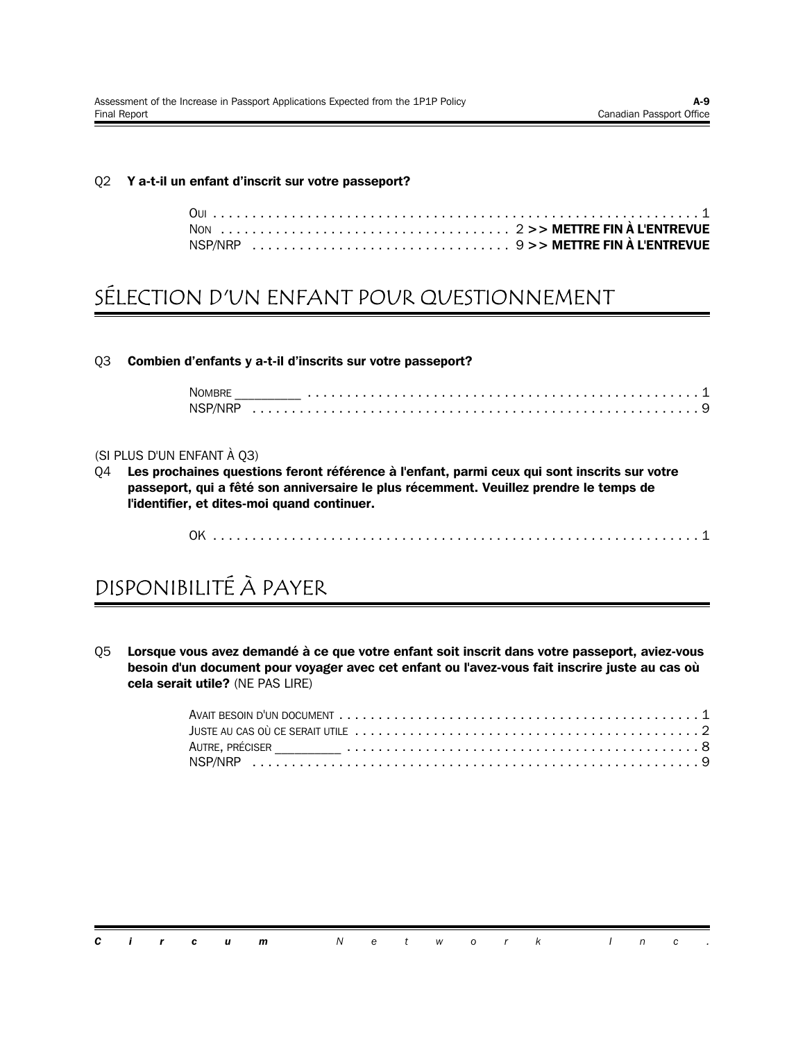Q2 **Y a-t-il un enfant d'inscrit sur votre passeport?**

OUI ........................................................................ 1
NON ........................................ 2 >> **METTRE FIN À L'ENTREVUE**
NSP/NRP .................................... 9 >> **METTRE FIN À L'ENTREVUE**

## SÉLECTION D'UN ENFANT POUR QUESTIONNEMENT

Q3 **Combien d'enfants y a-t-il d'inscrits sur votre passeport?**

NOMBRE _________ .............................................................. 1
NSP/NRP ............................................................................ 9

(SI PLUS D'UN ENFANT À Q3)

Q4 **Les prochaines questions feront référence à l'enfant, parmi ceux qui sont inscrits sur votre passeport, qui a fêté son anniversaire le plus récemment. Veuillez prendre le temps de l'identifier, et dites-moi quand continuer.**

OK ........................................................................ 1

## DISPONIBILITÉ À PAYER

Q5 **Lorsque vous avez demandé à ce que votre enfant soit inscrit dans votre passeport, aviez-vous besoin d'un document pour voyager avec cet enfant ou l'avez-vous fait inscrire juste au cas où cela serait utile?** (NE PAS LIRE)

AVAIT BESOIN D'UN DOCUMENT ................................................ 1
JUSTE AU CAS OÙ CE SERAIT UTILE ............................................ 2
AUTRE, PRÉCISER _________ .................................................. 8
NSP/NRP ............................................................................ 9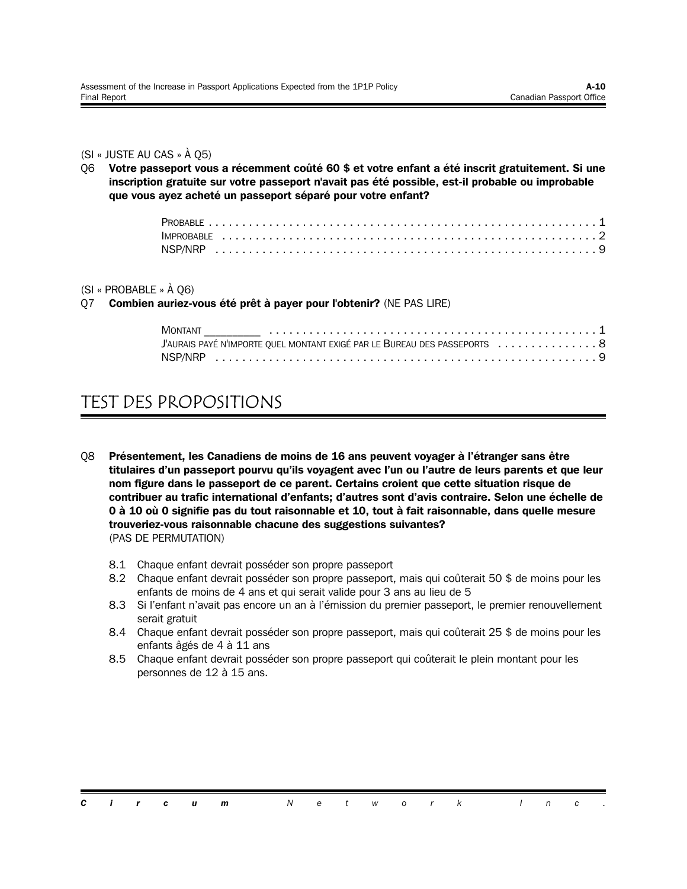(SI « JUSTE AU CAS » À Q5)

Q6 **Votre passeport vous a récemment coûté 60 $ et votre enfant a été inscrit gratuitement. Si une inscription gratuite sur votre passeport n'avait pas été possible, est-il probable ou improbable que vous ayez acheté un passeport séparé pour votre enfant?**

PROBABLE . . . . . . . . . . . . . . . . . . . . . . . . . . . . . . . . . . . . . . . . . . . . . . . . . . . . . . . 1
IMPROBABLE . . . . . . . . . . . . . . . . . . . . . . . . . . . . . . . . . . . . . . . . . . . . . . . . . . . . . 2
NSP/NRP . . . . . . . . . . . . . . . . . . . . . . . . . . . . . . . . . . . . . . . . . . . . . . . . . . . . . . . 9

(SI « PROBABLE » À Q6)

Q7 **Combien auriez-vous été prêt à payer pour l'obtenir?** (NE PAS LIRE)

MONTANT _________ . . . . . . . . . . . . . . . . . . . . . . . . . . . . . . . . . . . . . . . . . . . . . . 1
J'AURAIS PAYÉ N'IMPORTE QUEL MONTANT EXIGÉ PAR LE BUREAU DES PASSEPORTS . . . . . . . . . . . . . . . 8
NSP/NRP . . . . . . . . . . . . . . . . . . . . . . . . . . . . . . . . . . . . . . . . . . . . . . . . . . . . . . . 9

# TEST DES PROPOSITIONS

Q8 **Présentement, les Canadiens de moins de 16 ans peuvent voyager à l'étranger sans être titulaires d'un passeport pourvu qu'ils voyagent avec l'un ou l'autre de leurs parents et que leur nom figure dans le passeport de ce parent. Certains croient que cette situation risque de contribuer au trafic international d'enfants; d'autres sont d'avis contraire. Selon une échelle de 0 à 10 où 0 signifie pas du tout raisonnable et 10, tout à fait raisonnable, dans quelle mesure trouveriez-vous raisonnable chacune des suggestions suivantes?**
(PAS DE PERMUTATION)

8.1 Chaque enfant devrait posséder son propre passeport
8.2 Chaque enfant devrait posséder son propre passeport, mais qui coûterait 50 $ de moins pour les enfants de moins de 4 ans et qui serait valide pour 3 ans au lieu de 5
8.3 Si l'enfant n'avait pas encore un an à l'émission du premier passeport, le premier renouvellement serait gratuit
8.4 Chaque enfant devrait posséder son propre passeport, mais qui coûterait 25 $ de moins pour les enfants âgés de 4 à 11 ans
8.5 Chaque enfant devrait posséder son propre passeport qui coûterait le plein montant pour les personnes de 12 à 15 ans.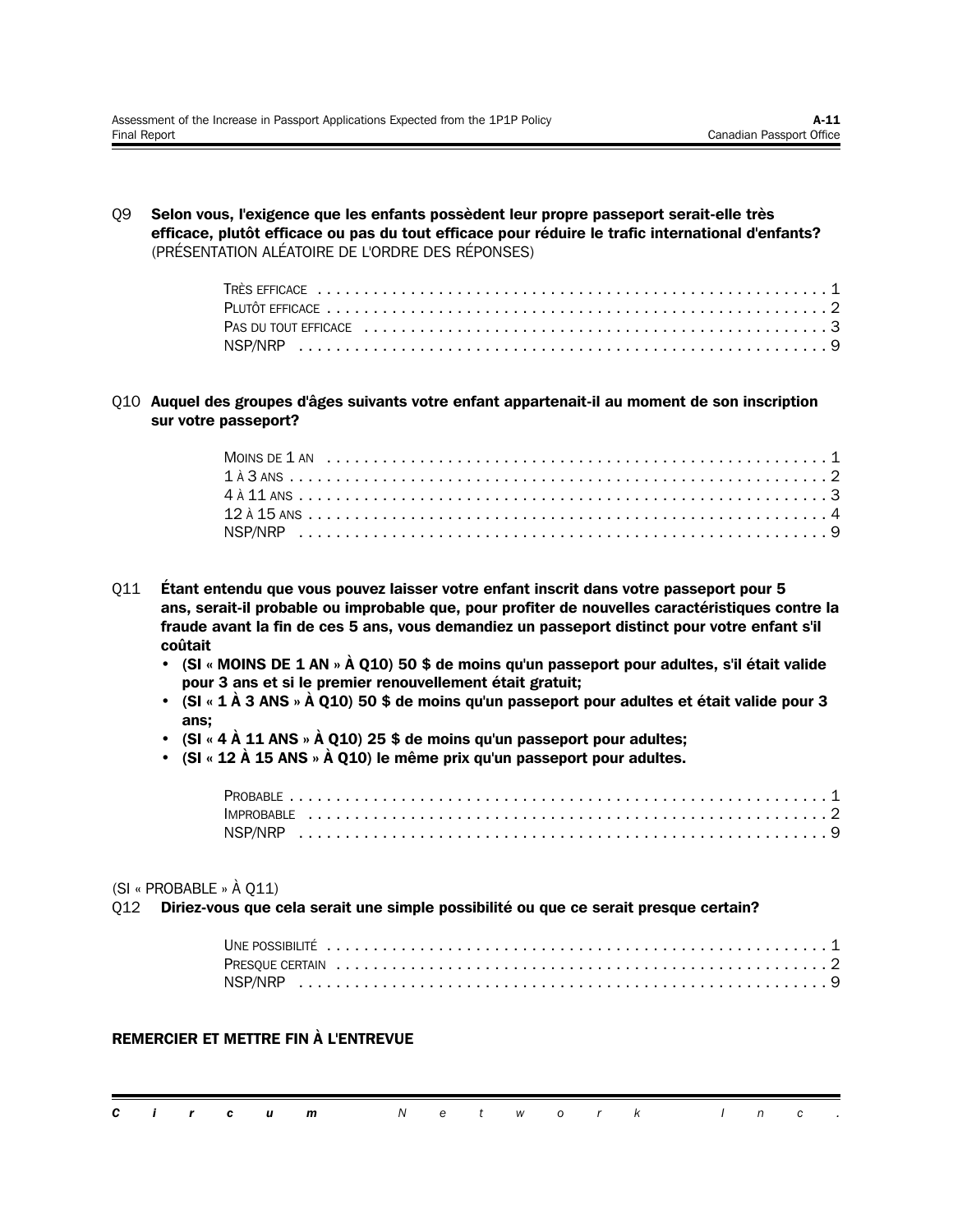Q9 **Selon vous, l'exigence que les enfants possèdent leur propre passeport serait-elle très efficace, plutôt efficace ou pas du tout efficace pour réduire le trafic international d'enfants?** (PRÉSENTATION ALÉATOIRE DE L'ORDRE DES RÉPONSES)

TRÈS EFFICACE . . . . . . . . . . 1
PLUTÔT EFFICACE . . . . . . . . . . 2
PAS DU TOUT EFFICACE . . . . . . . . . . 3
NSP/NRP . . . . . . . . . . 9

Q10 **Auquel des groupes d'âges suivants votre enfant appartenait-il au moment de son inscription sur votre passeport?**

MOINS DE 1 AN . . . . . . . . . . 1
1 À 3 ANS . . . . . . . . . . 2
4 À 11 ANS . . . . . . . . . . 3
12 À 15 ANS . . . . . . . . . . 4
NSP/NRP . . . . . . . . . . 9

Q11 **Étant entendu que vous pouvez laisser votre enfant inscrit dans votre passeport pour 5 ans, serait-il probable ou improbable que, pour profiter de nouvelles caractéristiques contre la fraude avant la fin de ces 5 ans, vous demandiez un passeport distinct pour votre enfant s'il coûtait**

- **(SI « MOINS DE 1 AN » À Q10) 50 $ de moins qu'un passeport pour adultes, s'il était valide pour 3 ans et si le premier renouvellement était gratuit;**
- **(SI « 1 À 3 ANS » À Q10) 50 $ de moins qu'un passeport pour adultes et était valide pour 3 ans;**
- **(SI « 4 À 11 ANS » À Q10) 25 $ de moins qu'un passeport pour adultes;**
- **(SI « 12 À 15 ANS » À Q10) le même prix qu'un passeport pour adultes.**

PROBABLE . . . . . . . . . . 1
IMPROBABLE . . . . . . . . . . 2
NSP/NRP . . . . . . . . . . 9

(SI « PROBABLE » À Q11)

Q12 **Diriez-vous que cela serait une simple possibilité ou que ce serait presque certain?**

UNE POSSIBILITÉ . . . . . . . . . . 1
PRESQUE CERTAIN . . . . . . . . . . 2
NSP/NRP . . . . . . . . . . 9

**REMERCIER ET METTRE FIN À L'ENTREVUE**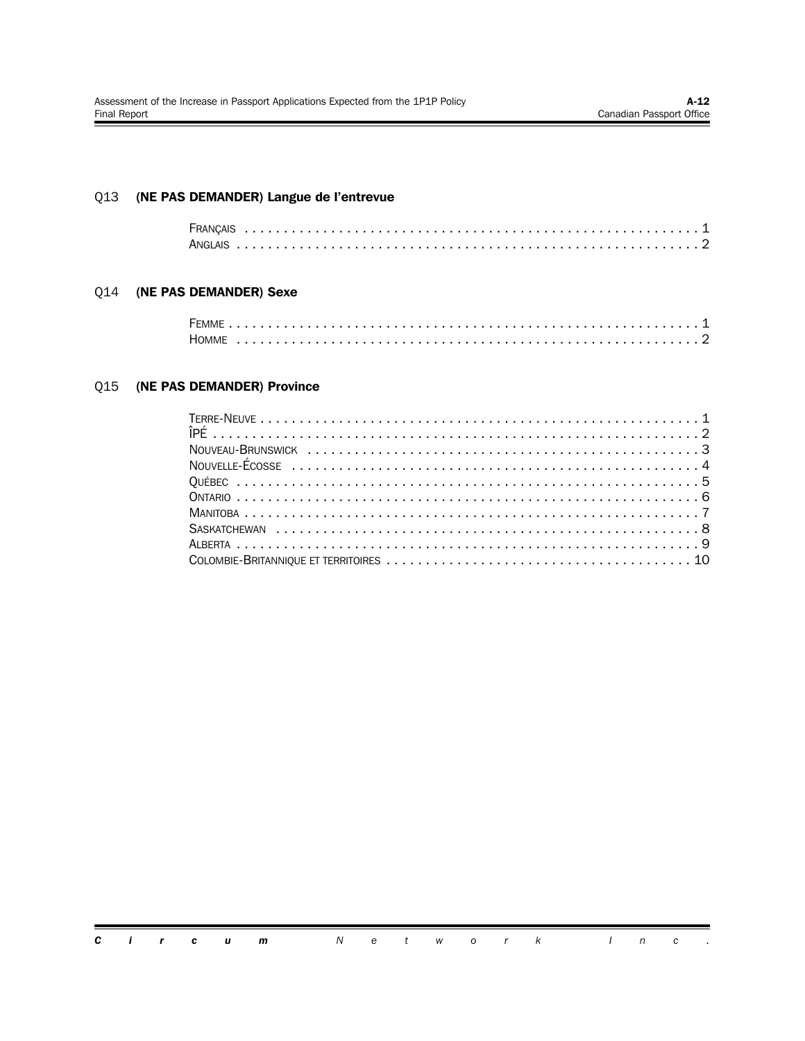Q13 **(NE PAS DEMANDER) Langue de l'entrevue**

FRANÇAIS . . . . . . . . . . . . . . . . . . . . . . . . . . . . . . . . . . . . . . . . . . . . . . . . . . . . . . . . . . 1
ANGLAIS . . . . . . . . . . . . . . . . . . . . . . . . . . . . . . . . . . . . . . . . . . . . . . . . . . . . . . . . . . . 2

Q14 **(NE PAS DEMANDER) Sexe**

FEMME . . . . . . . . . . . . . . . . . . . . . . . . . . . . . . . . . . . . . . . . . . . . . . . . . . . . . . . . . . . . 1
HOMME . . . . . . . . . . . . . . . . . . . . . . . . . . . . . . . . . . . . . . . . . . . . . . . . . . . . . . . . . . . 2

Q15 **(NE PAS DEMANDER) Province**

TERRE-NEUVE . . . . . . . . . . . . . . . . . . . . . . . . . . . . . . . . . . . . . . . . . . . . . . . . . . . . . . . 1
ÎPÉ . . . . . . . . . . . . . . . . . . . . . . . . . . . . . . . . . . . . . . . . . . . . . . . . . . . . . . . . . . . . . . . 2
NOUVEAU-BRUNSWICK . . . . . . . . . . . . . . . . . . . . . . . . . . . . . . . . . . . . . . . . . . . . . . . . . 3
NOUVELLE-ÉCOSSE . . . . . . . . . . . . . . . . . . . . . . . . . . . . . . . . . . . . . . . . . . . . . . . . . . . 4
QUÉBEC . . . . . . . . . . . . . . . . . . . . . . . . . . . . . . . . . . . . . . . . . . . . . . . . . . . . . . . . . . . . 5
ONTARIO . . . . . . . . . . . . . . . . . . . . . . . . . . . . . . . . . . . . . . . . . . . . . . . . . . . . . . . . . . . 6
MANITOBA . . . . . . . . . . . . . . . . . . . . . . . . . . . . . . . . . . . . . . . . . . . . . . . . . . . . . . . . . . 7
SASKATCHEWAN . . . . . . . . . . . . . . . . . . . . . . . . . . . . . . . . . . . . . . . . . . . . . . . . . . . . . . 8
ALBERTA . . . . . . . . . . . . . . . . . . . . . . . . . . . . . . . . . . . . . . . . . . . . . . . . . . . . . . . . . . . 9
COLOMBIE-BRITANNIQUE ET TERRITOIRES . . . . . . . . . . . . . . . . . . . . . . . . . . . . . . . . . . . . . 10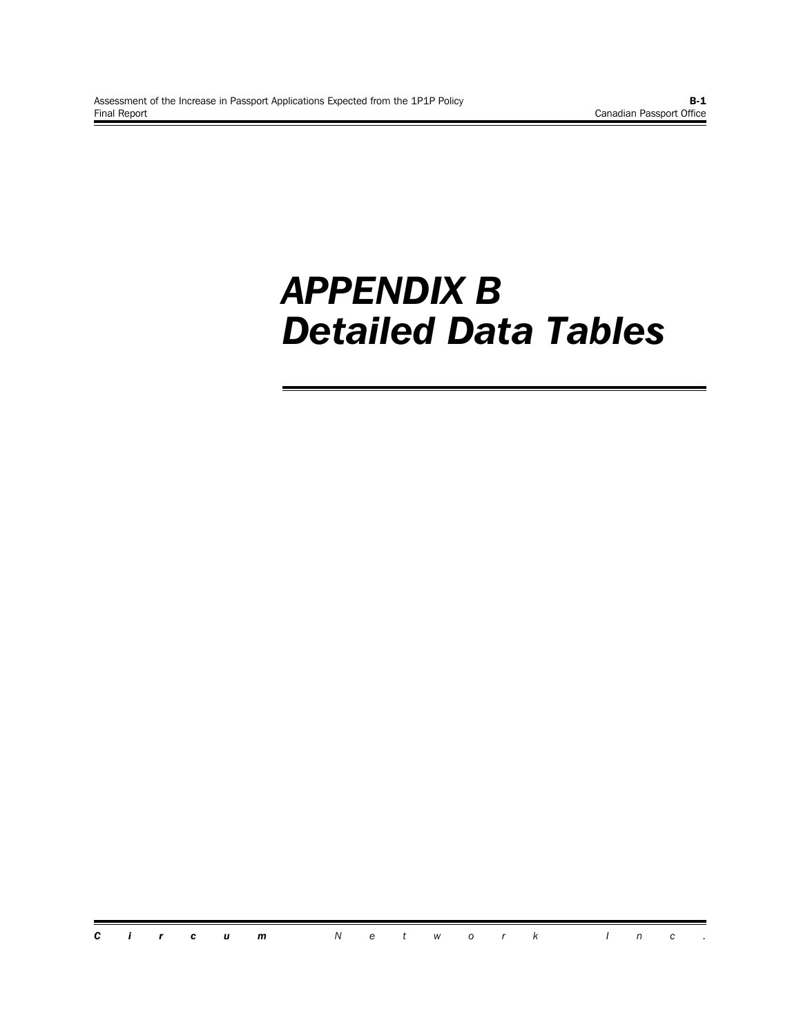# APPENDIX B
# Detailed Data Tables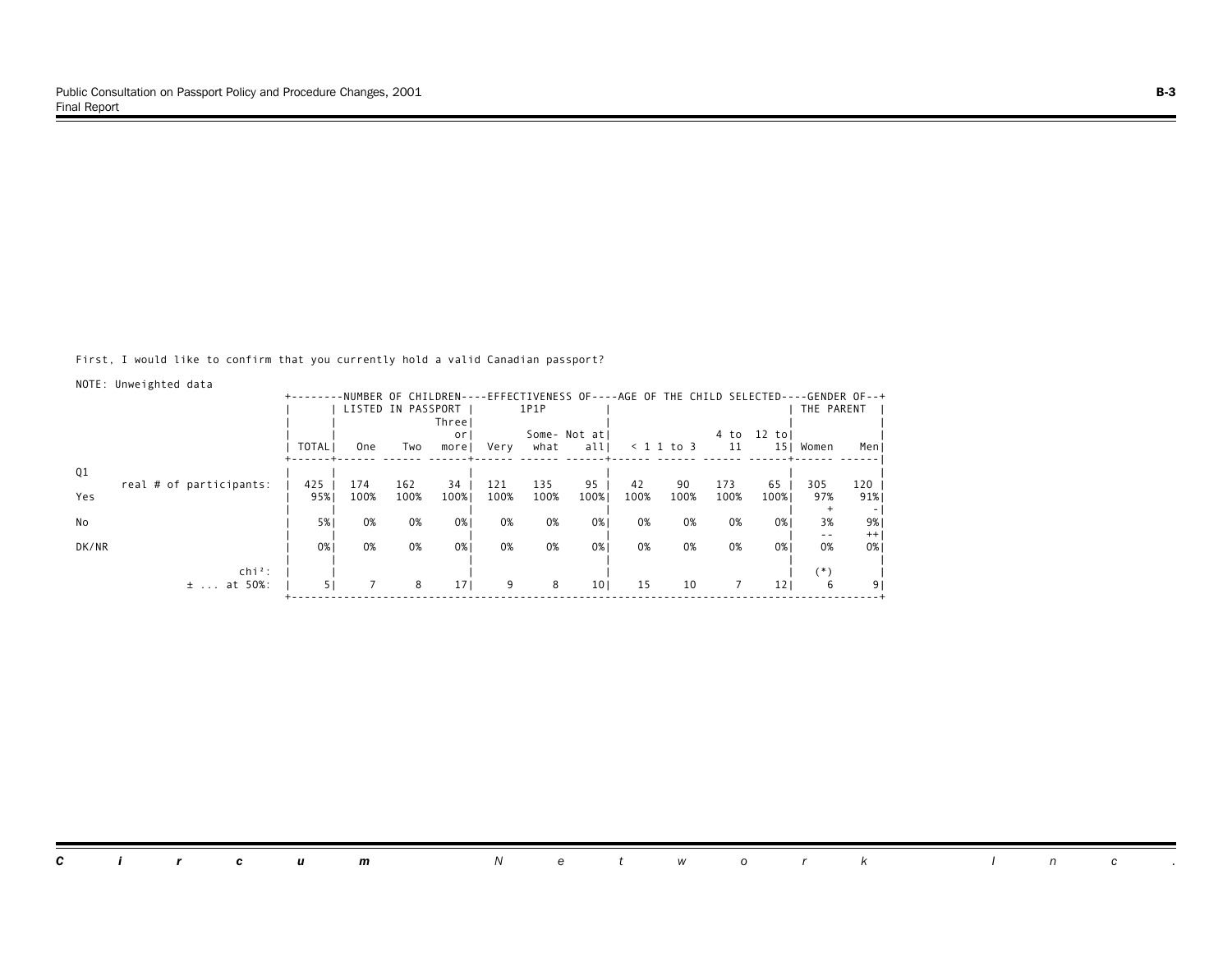First, I would like to confirm that you currently hold a valid Canadian passport?

NOTE: Unweighted data

| | | NUMBER OF CHILDREN LISTED IN PASSPORT | | | EFFECTIVENESS OF 1P1P | | | AGE OF THE CHILD SELECTED | | | | GENDER OF THE PARENT | |
|---|---|---|---|---|---|---|---|---|---|---|---|---|---|
| | TOTAL | One | Two | Three or more | Very | Some-what | Not at all | < 1 | 1 to 3 | 4 to 11 | 12 to 15 | Women | Men |
| Q1 | | | | | | | | | | | | | |
| real # of participants: | 425 | 174 | 162 | 34 | 121 | 135 | 95 | 42 | 90 | 173 | 65 | 305 | 120 |
| Yes | 95% | 100% | 100% | 100% | 100% | 100% | 100% | 100% | 100% | 100% | 100% | 97% + | 91% - |
| No | 5% | 0% | 0% | 0% | 0% | 0% | 0% | 0% | 0% | 0% | 0% | 3% -- | 9% ++ |
| DK/NR | 0% | 0% | 0% | 0% | 0% | 0% | 0% | 0% | 0% | 0% | 0% | 0% | 0% |
| chi²: | | | | | | | | | | | | (*) | |
| ± ... at 50%: | 5 | 7 | 8 | 17 | 9 | 8 | 10 | 15 | 10 | 7 | 12 | 6 | 9 |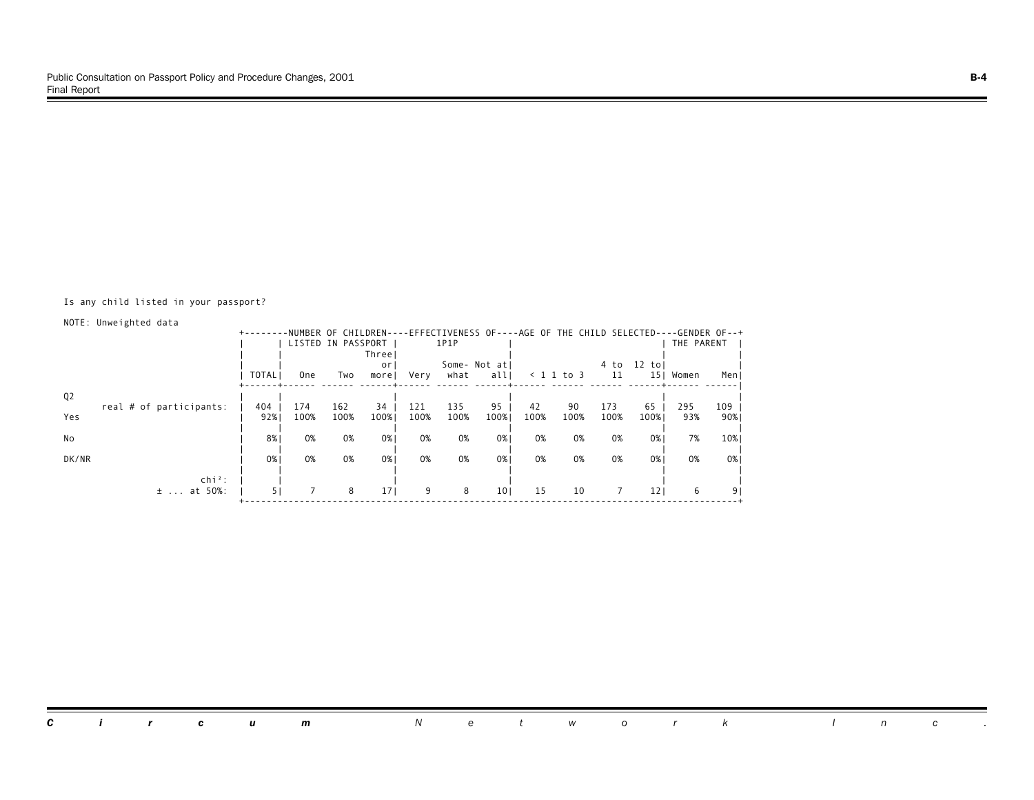Is any child listed in your passport?

NOTE: Unweighted data

| | TOTAL | NUMBER OF CHILDREN LISTED IN PASSPORT: One | Two | Three or more | EFFECTIVENESS OF 1P1P: Very | Some-what | Not at all | AGE OF THE CHILD SELECTED: < 1 | 1 to 3 | 4 to 11 | 12 to 15 | GENDER OF THE PARENT: Women | Men |
|---|---|---|---|---|---|---|---|---|---|---|---|---|---|
| Q2 | | | | | | | | | | | | | |
| real # of participants: | 404 | 174 | 162 | 34 | 121 | 135 | 95 | 42 | 90 | 173 | 65 | 295 | 109 |
| Yes | 92% | 100% | 100% | 100% | 100% | 100% | 100% | 100% | 100% | 100% | 100% | 93% | 90% |
| No | 8% | 0% | 0% | 0% | 0% | 0% | 0% | 0% | 0% | 0% | 0% | 7% | 10% |
| DK/NR | 0% | 0% | 0% | 0% | 0% | 0% | 0% | 0% | 0% | 0% | 0% | 0% | 0% |
| chi²: | | | | | | | | | | | | | |
| ± ... at 50%: | 5 | 7 | 8 | 17 | 9 | 8 | 10 | 15 | 10 | 7 | 12 | 6 | 9 |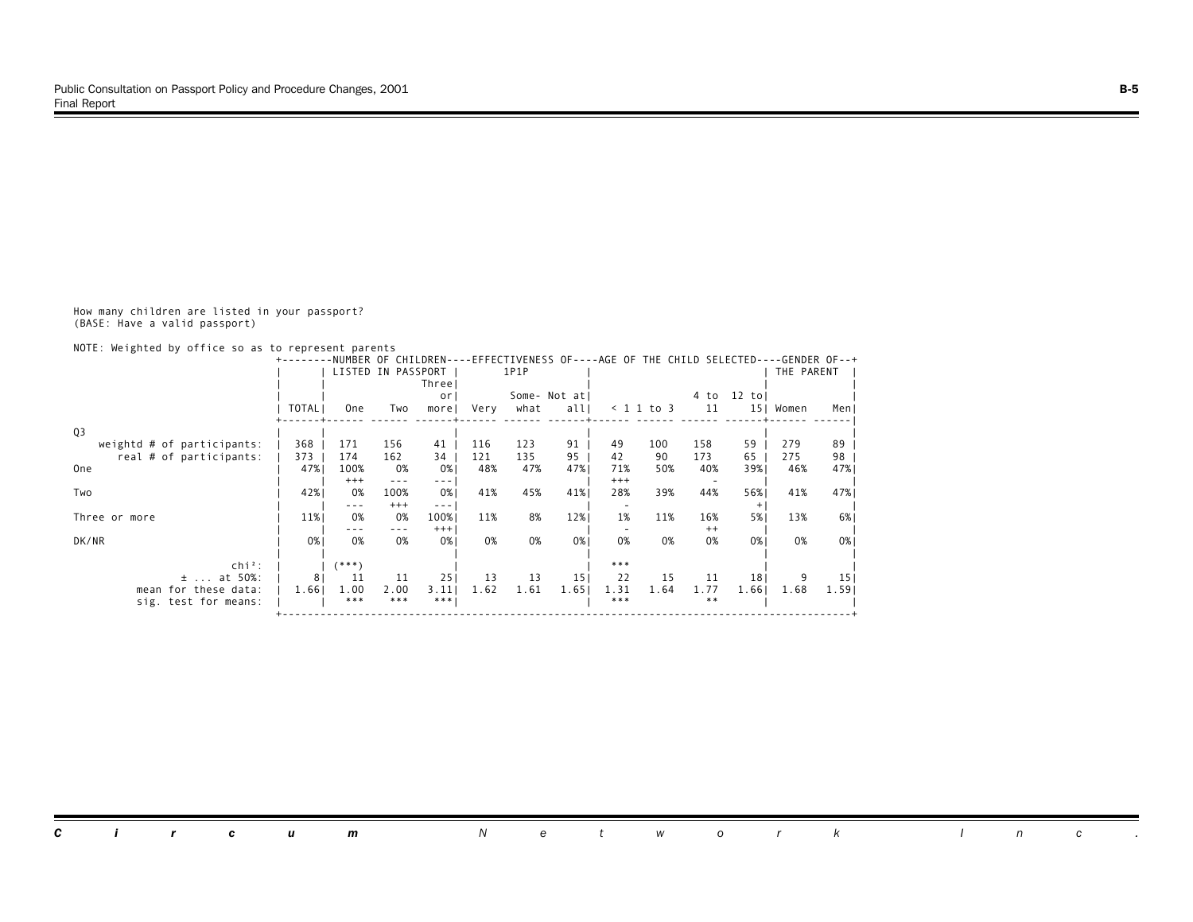How many children are listed in your passport?
(BASE: Have a valid passport)

NOTE: Weighted by office so as to represent parents

| | TOTAL | NUMBER OF CHILDREN LISTED IN PASSPORT | | | EFFECTIVENESS OF 1P1P | | | AGE OF THE CHILD SELECTED | | | | GENDER OF THE PARENT | |
|---|---|---|---|---|---|---|---|---|---|---|---|---|---|
| | | One | Two | Three or more | Very | Some-what | Not at all | < 1 | 1 to 3 | 4 to 11 | 12 to 15 | Women | Men |
| Q3 | | | | | | | | | | | | | |
| weightd # of participants: | 368 | 171 | 156 | 41 | 116 | 123 | 91 | 49 | 100 | 158 | 59 | 279 | 89 |
| real # of participants: | 373 | 174 | 162 | 34 | 121 | 135 | 95 | 42 | 90 | 173 | 65 | 275 | 98 |
| One | 47% | 100% | 0% | 0% | 48% | 47% | 47% | 71% | 50% | 40% | 39% | 46% | 47% |
| | | +++ | --- | --- | | | | +++ | | - | | | |
| Two | 42% | 0% | 100% | 0% | 41% | 45% | 41% | 28% | 39% | 44% | 56% | 41% | 47% |
| | | --- | +++ | --- | | | | - | | | + | | |
| Three or more | 11% | 0% | 0% | 100% | 11% | 8% | 12% | 1% | 11% | 16% | 5% | 13% | 6% |
| | | --- | --- | +++ | | | | - | | ++ | | | |
| DK/NR | 0% | 0% | 0% | 0% | 0% | 0% | 0% | 0% | 0% | 0% | 0% | 0% | 0% |
| chi²: | | (***) | | | | | | *** | | | | | |
| ± ... at 50%: | 8 | 11 | 11 | 25 | 13 | 13 | 15 | 22 | 15 | 11 | 18 | 9 | 15 |
| mean for these data: | 1.66 | 1.00 | 2.00 | 3.11 | 1.62 | 1.61 | 1.65 | 1.31 | 1.64 | 1.77 | 1.66 | 1.68 | 1.59 |
| sig. test for means: | | *** | *** | *** | | | | *** | | ** | | | |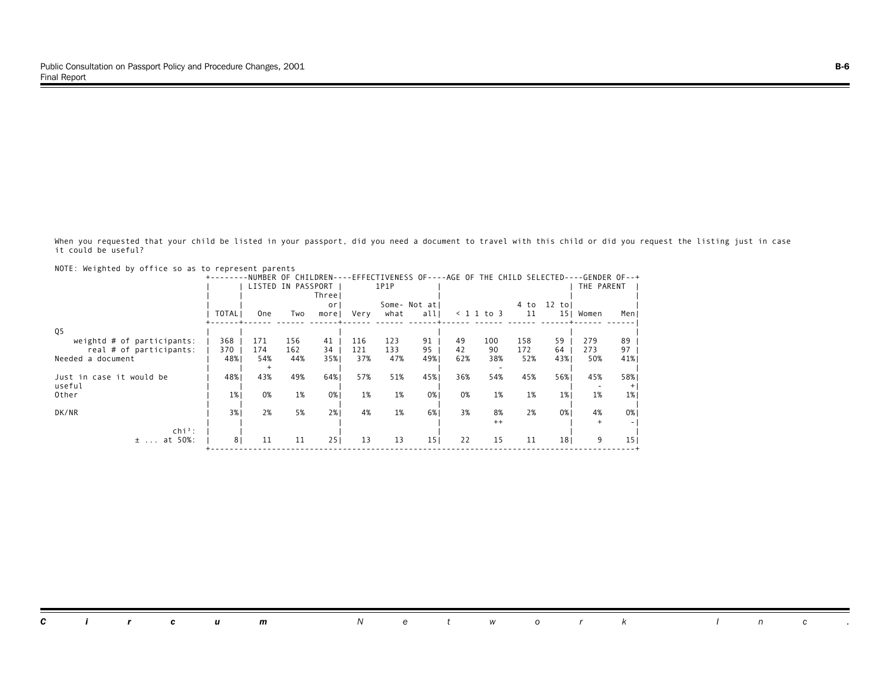When you requested that your child be listed in your passport, did you need a document to travel with this child or did you request the listing just in case it could be useful?

NOTE: Weighted by office so as to represent parents

| | TOTAL | NUMBER OF CHILDREN LISTED IN PASSPORT: One | Two | Three or more | EFFECTIVENESS OF 1P1P: Very | Some-what | Not at all | AGE OF THE CHILD SELECTED: < 1 | 1 to 3 | 4 to 11 | 12 to 15 | GENDER OF THE PARENT: Women | Men |
|---|---|---|---|---|---|---|---|---|---|---|---|---|---|
| Q5 | | | | | | | | | | | | | |
| weightd # of participants: | 368 | 171 | 156 | 41 | 116 | 123 | 91 | 49 | 100 | 158 | 59 | 279 | 89 |
| real # of participants: | 370 | 174 | 162 | 34 | 121 | 133 | 95 | 42 | 90 | 172 | 64 | 273 | 97 |
| Needed a document | 48% | 54% + | 44% | 35% | 37% | 47% | 49% | 62% | 38% - | 52% | 43% | 50% | 41% |
| Just in case it would be useful | 48% | 43% | 49% | 64% | 57% | 51% | 45% | 36% | 54% | 45% | 56% | 45% - | 58% + |
| Other | 1% | 0% | 1% | 0% | 1% | 1% | 0% | 0% | 1% | 1% | 1% | 1% | 1% |
| DK/NR | 3% | 2% | 5% | 2% | 4% | 1% | 6% | 3% | 8% ++ | 2% | 0% | 4% + | 0% - |
| chi²: | | | | | | | | | | | | | |
| ± ... at 50%: | 8 | 11 | 11 | 25 | 13 | 13 | 15 | 22 | 15 | 11 | 18 | 9 | 15 |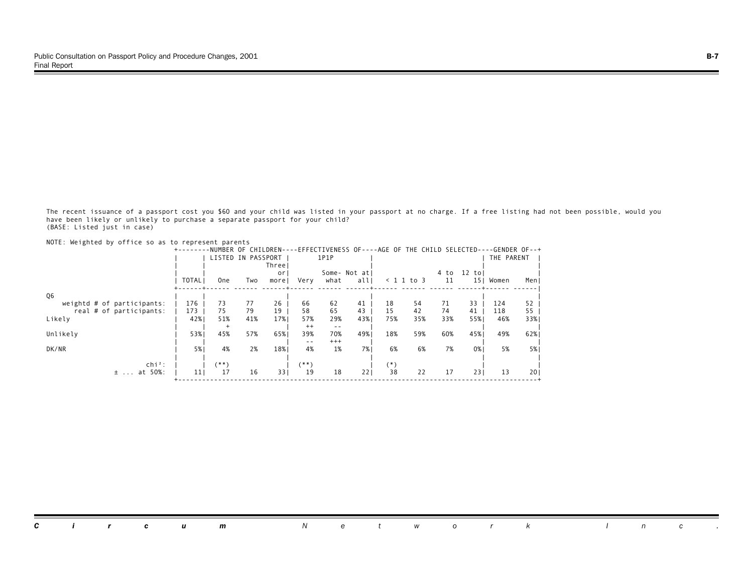The recent issuance of a passport cost you $60 and your child was listed in your passport at no charge. If a free listing had not been possible, would you have been likely or unlikely to purchase a separate passport for your child?
(BASE: Listed just in case)

NOTE: Weighted by office so as to represent parents

| | | NUMBER OF CHILDREN LISTED IN PASSPORT | | | EFFECTIVENESS OF 1P1P | | | AGE OF THE CHILD SELECTED | | | | GENDER OF THE PARENT | |
|---|---|---|---|---|---|---|---|---|---|---|---|---|---|
| | TOTAL | One | Two | Three or more | Very | Some-what | Not at all | < 1 | 1 to 3 | 4 to 11 | 12 to 15 | Women | Men |
| Q6 | | | | | | | | | | | | | |
| weightd # of participants: | 176 | 73 | 77 | 26 | 66 | 62 | 41 | 18 | 54 | 71 | 33 | 124 | 52 |
| real # of participants: | 173 | 75 | 79 | 19 | 58 | 65 | 43 | 15 | 42 | 74 | 41 | 118 | 55 |
| Likely | 42% | 51% | 41% | 17% | 57% | 29% | 43% | 75% | 35% | 33% | 55% | 46% | 33% |
| | | + | | | ++ | -- | | | | | | | |
| Unlikely | 53% | 45% | 57% | 65% | 39% | 70% | 49% | 18% | 59% | 60% | 45% | 49% | 62% |
| | | | | | -- | +++ | | | | | | | |
| DK/NR | 5% | 4% | 2% | 18% | 4% | 1% | 7% | 6% | 6% | 7% | 0% | 5% | 5% |
| chi²: | | (**) | | | (**) | | | (*) | | | | | |
| ± ... at 50%: | 11 | 17 | 16 | 33 | 19 | 18 | 22 | 38 | 22 | 17 | 23 | 13 | 20 |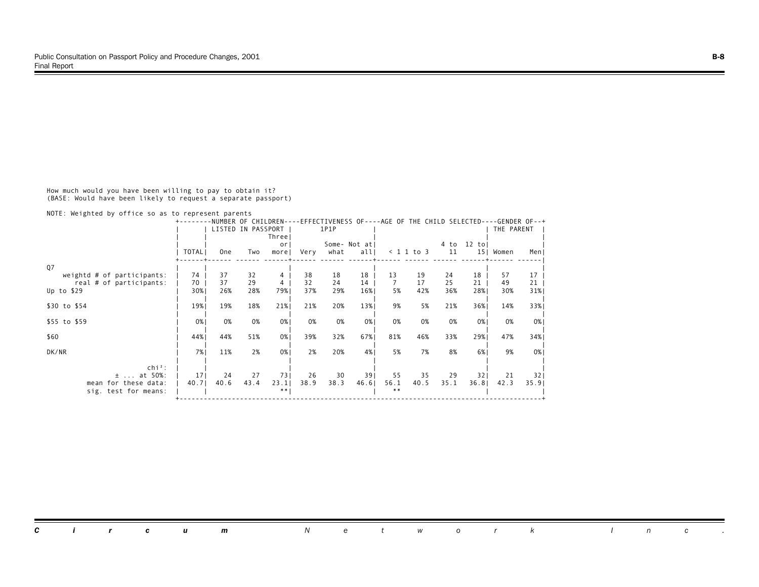How much would you have been willing to pay to obtain it?
(BASE: Would have been likely to request a separate passport)

NOTE: Weighted by office so as to represent parents

| | | NUMBER OF CHILDREN LISTED IN PASSPORT | | | EFFECTIVENESS OF 1P1P | | | AGE OF THE CHILD SELECTED | | | | GENDER OF THE PARENT | |
|---|---|---|---|---|---|---|---|---|---|---|---|---|---|
| | TOTAL | One | Two | Three or more | Very | Some-what | Not at all | < 1 | 1 to 3 | 4 to 11 | 12 to 15 | Women | Men |
| Q7 | | | | | | | | | | | | | |
| weightd # of participants: | 74 | 37 | 32 | 4 | 38 | 18 | 18 | 13 | 19 | 24 | 18 | 57 | 17 |
| real # of participants: | 70 | 37 | 29 | 4 | 32 | 24 | 14 | 7 | 17 | 25 | 21 | 49 | 21 |
| Up to $29 | 30% | 26% | 28% | 79% | 37% | 29% | 16% | 5% | 42% | 36% | 28% | 30% | 31% |
| $30 to $54 | 19% | 19% | 18% | 21% | 21% | 20% | 13% | 9% | 5% | 21% | 36% | 14% | 33% |
| $55 to $59 | 0% | 0% | 0% | 0% | 0% | 0% | 0% | 0% | 0% | 0% | 0% | 0% | 0% |
| $60 | 44% | 44% | 51% | 0% | 39% | 32% | 67% | 81% | 46% | 33% | 29% | 47% | 34% |
| DK/NR | 7% | 11% | 2% | 0% | 2% | 20% | 4% | 5% | 7% | 8% | 6% | 9% | 0% |
| chi²: | | | | | | | | | | | | | |
| ± ... at 50%: | 17 | 24 | 27 | 73 | 26 | 30 | 39 | 55 | 35 | 29 | 32 | 21 | 32 |
| mean for these data: | 40.7 | 40.6 | 43.4 | 23.1 | 38.9 | 38.3 | 46.6 | 56.1 | 40.5 | 35.1 | 36.8 | 42.3 | 35.9 |
| sig. test for means: | | | | ** | | | | ** | | | | | |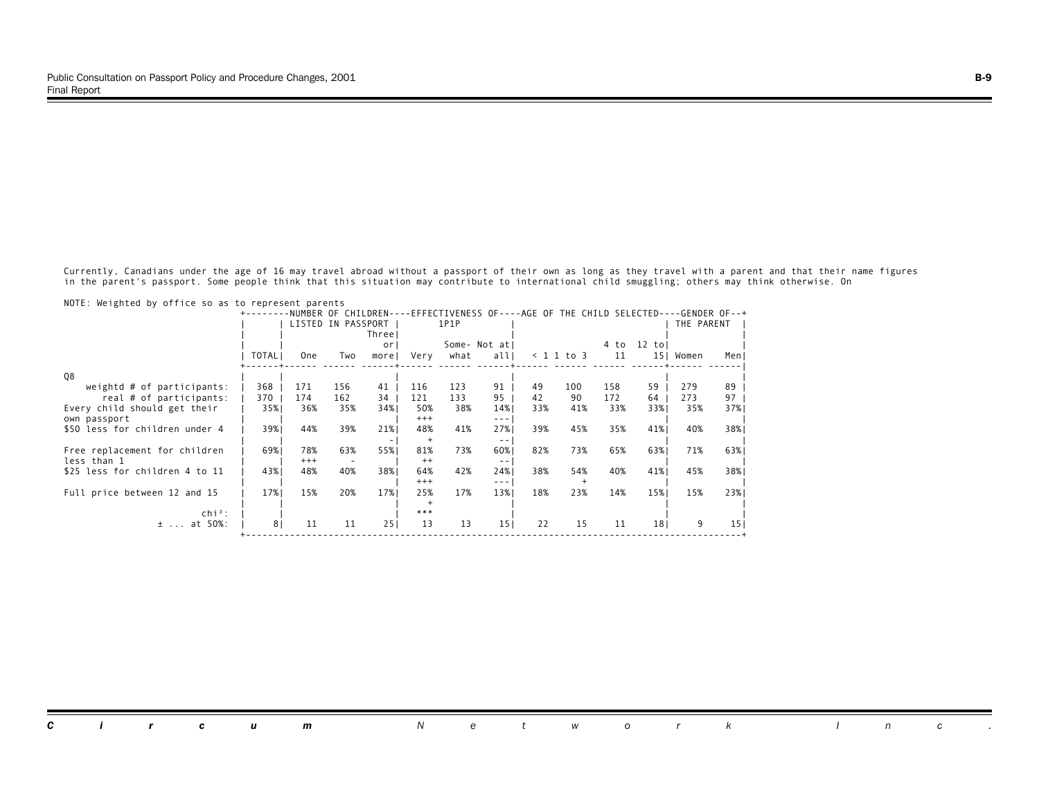Currently, Canadians under the age of 16 may travel abroad without a passport of their own as long as they travel with a parent and that their name figures in the parent's passport. Some people think that this situation may contribute to international child smuggling; others may think otherwise. On

NOTE: Weighted by office so as to represent parents

| | TOTAL | NUMBER OF CHILDREN LISTED IN PASSPORT | | | EFFECTIVENESS OF 1P1P | | | AGE OF THE CHILD SELECTED | | | | GENDER OF THE PARENT | |
|---|---|---|---|---|---|---|---|---|---|---|---|---|---|
| | | One | Two | Three or more | Very | Some-what | Not at all | < 1 | 1 to 3 | 4 to 11 | 12 to 15 | Women | Men |
| Q8 | | | | | | | | | | | | | |
| weightd # of participants: | 368 | 171 | 156 | 41 | 116 | 123 | 91 | 49 | 100 | 158 | 59 | 279 | 89 |
| real # of participants: | 370 | 174 | 162 | 34 | 121 | 133 | 95 | 42 | 90 | 172 | 64 | 273 | 97 |
| Every child should get their own passport | 35% | 36% | 35% | 34% | 50% +++ | 38% | 14% --- | 33% | 41% | 33% | 33% | 35% | 37% |
| $50 less for children under 4 | 39% | 44% | 39% | 21% - | 48% + | 41% | 27% -- | 39% | 45% | 35% | 41% | 40% | 38% |
| Free replacement for children less than 1 | 69% | 78% +++ | 63% - | 55% | 81% ++ | 73% | 60% -- | 82% | 73% | 65% | 63% | 71% | 63% |
| $25 less for children 4 to 11 | 43% | 48% | 40% | 38% | 64% +++ | 42% | 24% --- | 38% | 54% + | 40% | 41% | 45% | 38% |
| Full price between 12 and 15 | 17% | 15% | 20% | 17% | 25% + | 17% | 13% | 18% | 23% | 14% | 15% | 15% | 23% |
| chi²: | | | | | *** | | | | | | | | |
| ± ... at 50%: | 8 | 11 | 11 | 25 | 13 | 13 | 15 | 22 | 15 | 11 | 18 | 9 | 15 |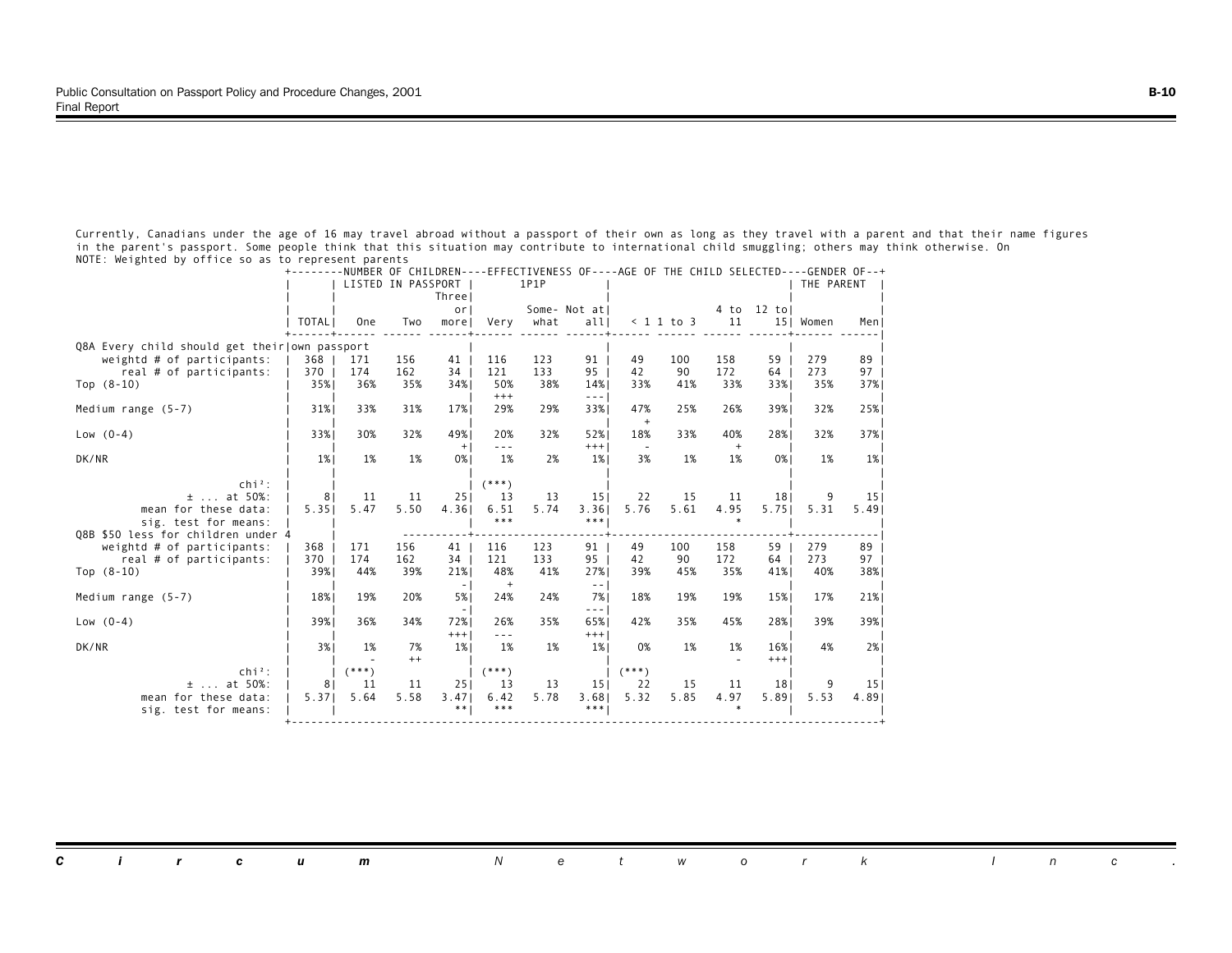Currently, Canadians under the age of 16 may travel abroad without a passport of their own as long as they travel with a parent and that their name figures in the parent's passport. Some people think that this situation may contribute to international child smuggling; others may think otherwise. On

NOTE: Weighted by office so as to represent parents

| | TOTAL | NUMBER OF CHILDREN LISTED IN PASSPORT | | | EFFECTIVENESS OF 1P1P | | | AGE OF THE CHILD SELECTED | | | | GENDER OF THE PARENT | |
|---|---|---|---|---|---|---|---|---|---|---|---|---|---|
| | | One | Two | Three or more | Very | Some-what | Not at all | < 1 | 1 to 3 | 4 to 11 | 12 to 15 | Women | Men |
| **Q8A Every child should get their own passport** | | | | | | | | | | | | | |
| weightd # of participants: | 368 | 171 | 156 | 41 | 116 | 123 | 91 | 49 | 100 | 158 | 59 | 279 | 89 |
| real # of participants: | 370 | 174 | 162 | 34 | 121 | 133 | 95 | 42 | 90 | 172 | 64 | 273 | 97 |
| Top (8-10) | 35% | 36% | 35% | 34% | 50% +++ | 38% | 14% --- | 33% | 41% | 33% | 33% | 35% | 37% |
| Medium range (5-7) | 31% | 33% | 31% | 17% | 29% | 29% | 33% | 47% + | 25% | 26% | 39% | 32% | 25% |
| Low (0-4) | 33% | 30% | 32% | 49% + | 20% --- | 32% | 52% +++ | 18% - | 33% | 40% + | 28% | 32% | 37% |
| DK/NR | 1% | 1% | 1% | 0% | 1% | 2% | 1% | 3% | 1% | 1% | 0% | 1% | 1% |
| chi²: | | | | | (***) | | | | | | | | |
| ± ... at 50%: | 8 | 11 | 11 | 25 | 13 | 13 | 15 | 22 | 15 | 11 | 18 | 9 | 15 |
| mean for these data: | 5.35 | 5.47 | 5.50 | 4.36 | 6.51 | 5.74 | 3.36 | 5.76 | 5.61 | 4.95 | 5.75 | 5.31 | 5.49 |
| sig. test for means: | | | | | *** | | *** | | | * | | | |
| **Q8B $50 less for children under 4** | | | | | | | | | | | | | |
| weightd # of participants: | 368 | 171 | 156 | 41 | 116 | 123 | 91 | 49 | 100 | 158 | 59 | 279 | 89 |
| real # of participants: | 370 | 174 | 162 | 34 | 121 | 133 | 95 | 42 | 90 | 172 | 64 | 273 | 97 |
| Top (8-10) | 39% | 44% | 39% | 21% - | 48% + | 41% | 27% -- | 39% | 45% | 35% | 41% | 40% | 38% |
| Medium range (5-7) | 18% | 19% | 20% | 5% - | 24% | 24% | 7% --- | 18% | 19% | 19% | 15% | 17% | 21% |
| Low (0-4) | 39% | 36% | 34% | 72% +++ | 26% --- | 35% | 65% +++ | 42% | 35% | 45% | 28% | 39% | 39% |
| DK/NR | 3% | 1% - | 7% ++ | 1% | 1% | 1% | 1% | 0% | 1% | 1% - | 16% +++ | 4% | 2% |
| chi²: | | (***) | | | (***) | | | (***) | | | | | |
| ± ... at 50%: | 8 | 11 | 11 | 25 | 13 | 13 | 15 | 22 | 15 | 11 | 18 | 9 | 15 |
| mean for these data: | 5.37 | 5.64 | 5.58 | 3.47 | 6.42 | 5.78 | 3.68 | 5.32 | 5.85 | 4.97 | 5.89 | 5.53 | 4.89 |
| sig. test for means: | | | | ** | *** | | *** | | | * | | | |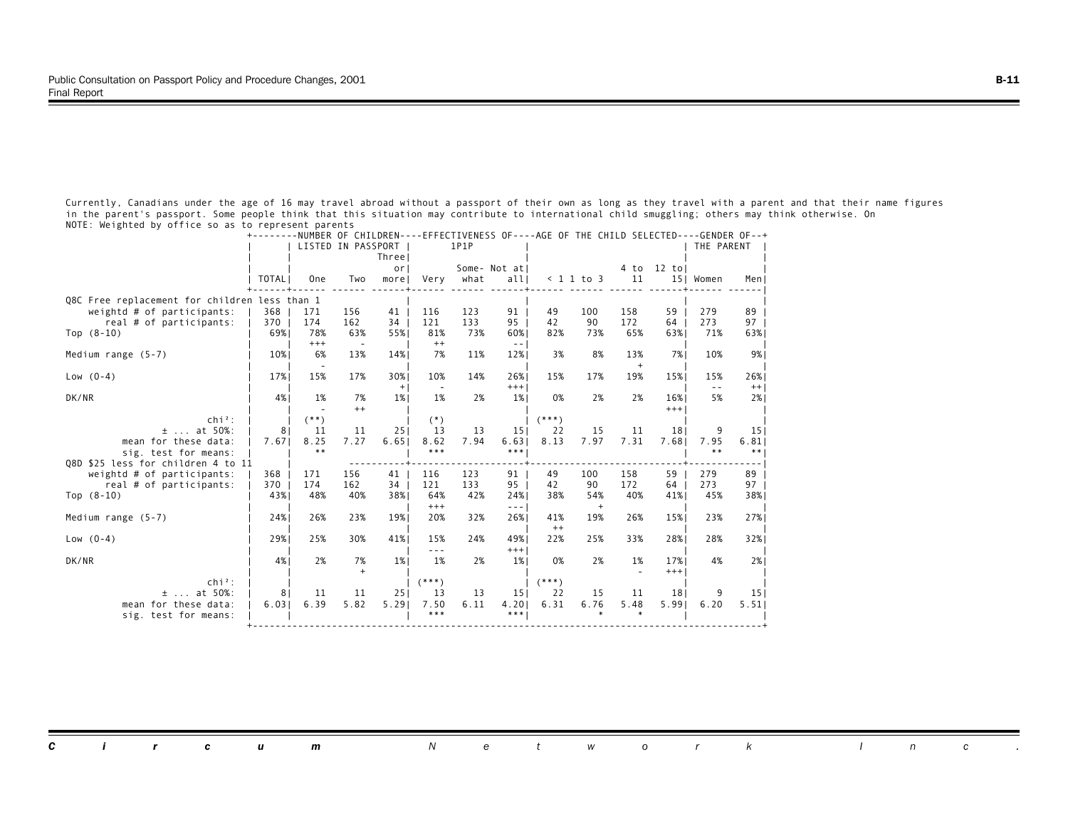Currently, Canadians under the age of 16 may travel abroad without a passport of their own as long as they travel with a parent and that their name figures in the parent's passport. Some people think that this situation may contribute to international child smuggling; others may think otherwise. On

NOTE: Weighted by office so as to represent parents

| | | NUMBER OF CHILDREN LISTED IN PASSPORT | | | EFFECTIVENESS OF 1P1P | | | AGE OF THE CHILD SELECTED | | | | GENDER OF THE PARENT | |
|---|---|---|---|---|---|---|---|---|---|---|---|---|---|
| | TOTAL | One | Two | Three or more | Very | Some-what | Not at all | < 1 | 1 to 3 | 4 to 11 | 12 to 15 | Women | Men |
| **Q8C Free replacement for children less than 1** | | | | | | | | | | | | | |
| weightd # of participants: | 368 | 171 | 156 | 41 | 116 | 123 | 91 | 49 | 100 | 158 | 59 | 279 | 89 |
| real # of participants: | 370 | 174 | 162 | 34 | 121 | 133 | 95 | 42 | 90 | 172 | 64 | 273 | 97 |
| Top (8-10) | 69% | 78% | 63% | 55% | 81% | 73% | 60% | 82% | 73% | 65% | 63% | 71% | 63% |
| | | +++ | - | | ++ | | -- | | | | | | |
| Medium range (5-7) | 10% | 6% | 13% | 14% | 7% | 11% | 12% | 3% | 8% | 13% | 7% | 10% | 9% |
| | | - | | | | | | | | + | | | |
| Low (0-4) | 17% | 15% | 17% | 30% | 10% | 14% | 26% | 15% | 17% | 19% | 15% | 15% | 26% |
| | | | | + | - | | +++ | | | | | -- | ++ |
| DK/NR | 4% | 1% | 7% | 1% | 1% | 2% | 1% | 0% | 2% | 2% | 16% | 5% | 2% |
| | | - | ++ | | | | | | | | +++ | | |
| chi²: | | (**) | | | (*) | | | (***) | | | | | |
| ± ... at 50%: | 8 | 11 | 11 | 25 | 13 | 13 | 15 | 22 | 15 | 11 | 18 | 9 | 15 |
| mean for these data: | 7.67 | 8.25 | 7.27 | 6.65 | 8.62 | 7.94 | 6.63 | 8.13 | 7.97 | 7.31 | 7.68 | 7.95 | 6.81 |
| sig. test for means: | | ** | | | *** | | *** | | | | | ** | ** |
| **Q8D $25 less for children 4 to 11** | | | | | | | | | | | | | |
| weightd # of participants: | 368 | 171 | 156 | 41 | 116 | 123 | 91 | 49 | 100 | 158 | 59 | 279 | 89 |
| real # of participants: | 370 | 174 | 162 | 34 | 121 | 133 | 95 | 42 | 90 | 172 | 64 | 273 | 97 |
| Top (8-10) | 43% | 48% | 40% | 38% | 64% | 42% | 24% | 38% | 54% | 40% | 41% | 45% | 38% |
| | | | | | +++ | | --- | | + | | | | |
| Medium range (5-7) | 24% | 26% | 23% | 19% | 20% | 32% | 26% | 41% | 19% | 26% | 15% | 23% | 27% |
| | | | | | | | | ++ | | | | | |
| Low (0-4) | 29% | 25% | 30% | 41% | 15% | 24% | 49% | 22% | 25% | 33% | 28% | 28% | 32% |
| | | | | | --- | | +++ | | | | | | |
| DK/NR | 4% | 2% | 7% | 1% | 1% | 2% | 1% | 0% | 2% | 1% | 17% | 4% | 2% |
| | | | + | | | | | | | - | +++ | | |
| chi²: | | | | | (***) | | | (***) | | | | | |
| ± ... at 50%: | 8 | 11 | 11 | 25 | 13 | 13 | 15 | 22 | 15 | 11 | 18 | 9 | 15 |
| mean for these data: | 6.03 | 6.39 | 5.82 | 5.29 | 7.50 | 6.11 | 4.20 | 6.31 | 6.76 | 5.48 | 5.99 | 6.20 | 5.51 |
| sig. test for means: | | | | | *** | | *** | | * | * | | | |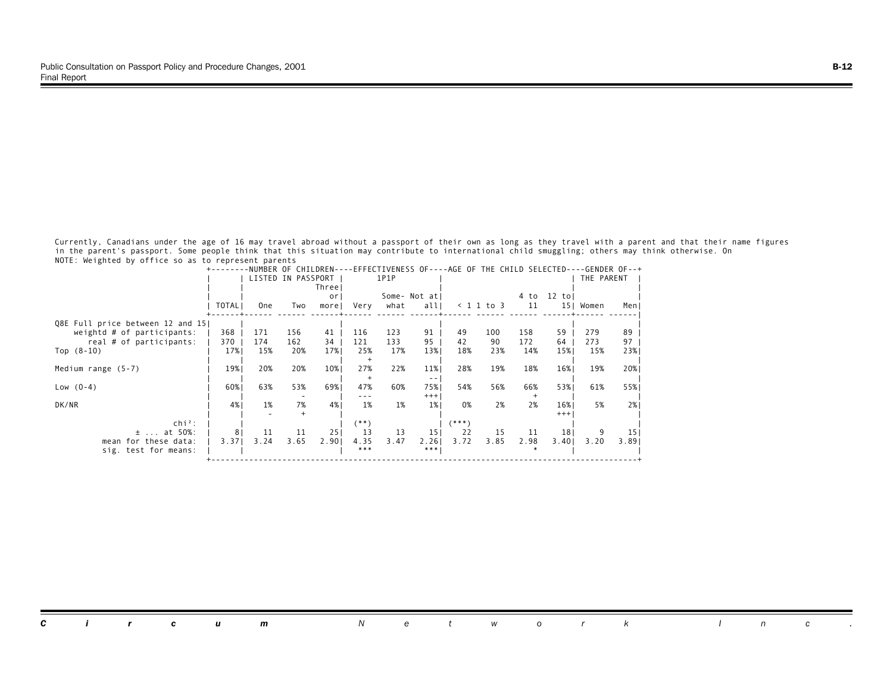Currently, Canadians under the age of 16 may travel abroad without a passport of their own as long as they travel with a parent and that their name figures in the parent's passport. Some people think that this situation may contribute to international child smuggling; others may think otherwise. On

NOTE: Weighted by office so as to represent parents

| | TOTAL | NUMBER OF CHILDREN LISTED IN PASSPORT: One | Two | Three or more | EFFECTIVENESS OF 1P1P: Very | Some-what | Not at all | AGE OF THE CHILD SELECTED: < 1 | 1 to 3 | 4 to 11 | 12 to 15 | GENDER OF THE PARENT: Women | Men |
|---|---|---|---|---|---|---|---|---|---|---|---|---|---|
| Q8E Full price between 12 and 15 | | | | | | | | | | | | | |
| weightd # of participants: | 368 | 171 | 156 | 41 | 116 | 123 | 91 | 49 | 100 | 158 | 59 | 279 | 89 |
| real # of participants: | 370 | 174 | 162 | 34 | 121 | 133 | 95 | 42 | 90 | 172 | 64 | 273 | 97 |
| Top (8-10) | 17% | 15% | 20% | 17% | 25% | 17% | 13% | 18% | 23% | 14% | 15% | 15% | 23% |
| | | | | | + | | | | | | | | |
| Medium range (5-7) | 19% | 20% | 20% | 10% | 27% | 22% | 11% | 28% | 19% | 18% | 16% | 19% | 20% |
| | | | | | + | | -- | | | | | | |
| Low (0-4) | 60% | 63% | 53% | 69% | 47% | 60% | 75% | 54% | 56% | 66% | 53% | 61% | 55% |
| | | | - | | --- | | +++ | | | + | | | |
| DK/NR | 4% | 1% | 7% | 4% | 1% | 1% | 1% | 0% | 2% | 2% | 16% | 5% | 2% |
| | | - | + | | | | | | | | +++ | | |
| chi²: | | | | | (**) | | | (***) | | | | | |
| ± ... at 50%: | 8 | 11 | 11 | 25 | 13 | 13 | 15 | 22 | 15 | 11 | 18 | 9 | 15 |
| mean for these data: | 3.37 | 3.24 | 3.65 | 2.90 | 4.35 | 3.47 | 2.26 | 3.72 | 3.85 | 2.98 | 3.40 | 3.20 | 3.89 |
| sig. test for means: | | | | | *** | | *** | | | * | | | |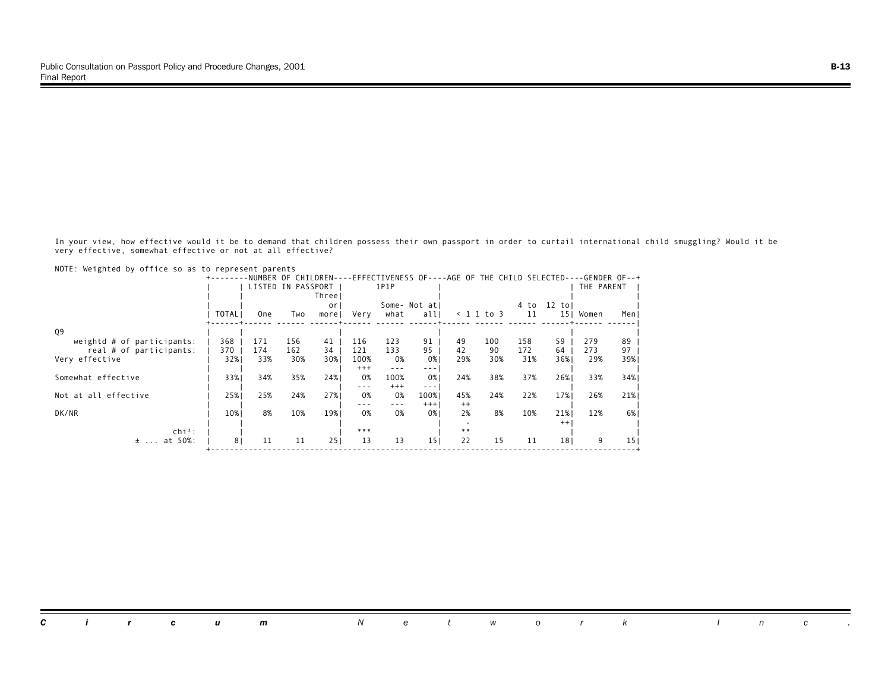In your view, how effective would it be to demand that children possess their own passport in order to curtail international child smuggling? Would it be very effective, somewhat effective or not at all effective?

NOTE: Weighted by office so as to represent parents

| | | NUMBER OF CHILDREN LISTED IN PASSPORT | | | EFFECTIVENESS OF 1P1P | | | AGE OF THE CHILD SELECTED | | | | GENDER OF THE PARENT | |
|---|---|---|---|---|---|---|---|---|---|---|---|---|---|
| | TOTAL | One | Two | Three or more | Very | Some-what | Not at all | < 1 | 1 to 3 | 4 to 11 | 12 to 15 | Women | Men |
| Q9 | | | | | | | | | | | | | |
| weightd # of participants: | 368 | 171 | 156 | 41 | 116 | 123 | 91 | 49 | 100 | 158 | 59 | 279 | 89 |
| real # of participants: | 370 | 174 | 162 | 34 | 121 | 133 | 95 | 42 | 90 | 172 | 64 | 273 | 97 |
| Very effective | 32% | 33% | 30% | 30% | 100% +++ | 0% --- | 0% --- | 29% | 30% | 31% | 36% | 29% | 39% |
| Somewhat effective | 33% | 34% | 35% | 24% | 0% --- | 100% +++ | 0% --- | 24% | 38% | 37% | 26% | 33% | 34% |
| Not at all effective | 25% | 25% | 24% | 27% | 0% --- | 0% --- | 100% +++ | 45% ++ | 24% | 22% | 17% | 26% | 21% |
| DK/NR | 10% | 8% | 10% | 19% | 0% | 0% | 0% | 2% - | 8% | 10% | 21% ++ | 12% | 6% |
| chi²: | | | | | *** | | | ** | | | | | |
| ± ... at 50%: | 8 | 11 | 11 | 25 | 13 | 13 | 15 | 22 | 15 | 11 | 18 | 9 | 15 |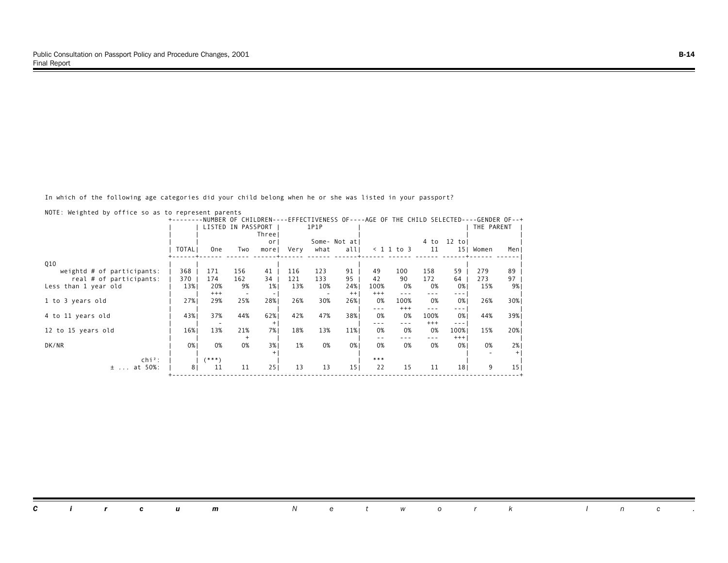In which of the following age categories did your child belong when he or she was listed in your passport?

NOTE: Weighted by office so as to represent parents

| | TOTAL | NUMBER OF CHILDREN LISTED IN PASSPORT: One | Two | Three or more | EFFECTIVENESS OF 1P1P: Very | Somewhat | Not at all | AGE OF THE CHILD SELECTED: < 1 | 1 to 3 | 4 to 11 | 12 to 15 | GENDER OF THE PARENT: Women | Men |
|---|---|---|---|---|---|---|---|---|---|---|---|---|---|
| Q10 | | | | | | | | | | | | | |
| weightd # of participants: | 368 | 171 | 156 | 41 | 116 | 123 | 91 | 49 | 100 | 158 | 59 | 279 | 89 |
| real # of participants: | 370 | 174 | 162 | 34 | 121 | 133 | 95 | 42 | 90 | 172 | 64 | 273 | 97 |
| Less than 1 year old | 13% | 20% | 9% | 1% | 13% | 10% | 24% | 100% | 0% | 0% | 0% | 15% | 9% |
| | | +++ | - | - | | - | ++ | +++ | --- | --- | --- | | |
| 1 to 3 years old | 27% | 29% | 25% | 28% | 26% | 30% | 26% | 0% | 100% | 0% | 0% | 26% | 30% |
| | | | | | | | | --- | +++ | --- | --- | | |
| 4 to 11 years old | 43% | 37% | 44% | 62% | 42% | 47% | 38% | 0% | 0% | 100% | 0% | 44% | 39% |
| | | - | | + | | | | --- | --- | +++ | --- | | |
| 12 to 15 years old | 16% | 13% | 21% | 7% | 18% | 13% | 11% | 0% | 0% | 0% | 100% | 15% | 20% |
| | | | + | | | | | -- | --- | --- | +++ | | |
| DK/NR | 0% | 0% | 0% | 3% | 1% | 0% | 0% | 0% | 0% | 0% | 0% | 0% | 2% |
| | | | | + | | | | | | | | - | + |
| chi²: | | (***) | | | | | | *** | | | | | |
| ± ... at 50%: | 8 | 11 | 11 | 25 | 13 | 13 | 15 | 22 | 15 | 11 | 18 | 9 | 15 |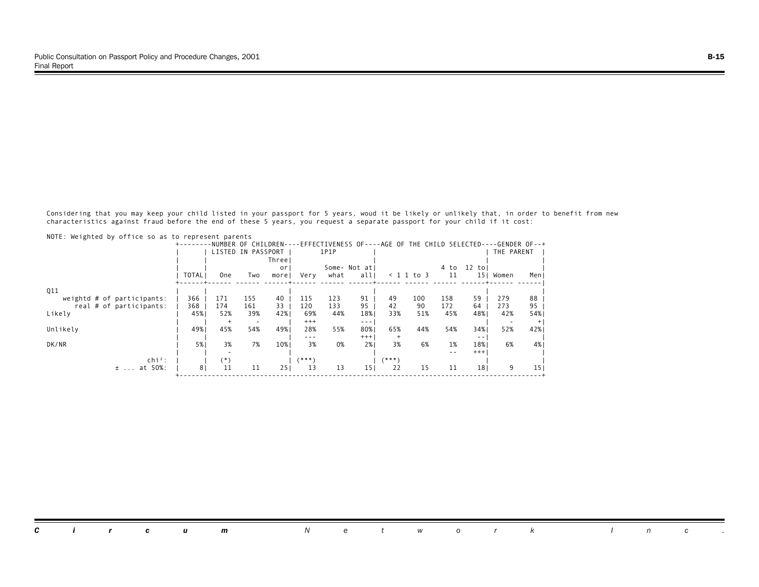Considering that you may keep your child listed in your passport for 5 years, woud it be likely or unlikely that, in order to benefit from new characteristics against fraud before the end of these 5 years, you request a separate passport for your child if it cost:

NOTE: Weighted by office so as to represent parents

| | | NUMBER OF CHILDREN LISTED IN PASSPORT | | | EFFECTIVENESS OF 1P1P | | | AGE OF THE CHILD SELECTED | | | | GENDER OF THE PARENT | |
|---|---|---|---|---|---|---|---|---|---|---|---|---|---|
| | TOTAL | One | Two | Three or more | Very | Some-what | Not at all | < 1 | 1 to 3 | 4 to 11 | 12 to 15 | Women | Men |
| Q11 | | | | | | | | | | | | | |
| weightd # of participants: | 366 | 171 | 155 | 40 | 115 | 123 | 91 | 49 | 100 | 158 | 59 | 279 | 88 |
| real # of participants: | 368 | 174 | 161 | 33 | 120 | 133 | 95 | 42 | 90 | 172 | 64 | 273 | 95 |
| Likely | 45% | 52% | 39% | 42% | 69% | 44% | 18% | 33% | 51% | 45% | 48% | 42% | 54% |
| | | + | - | | +++ | | --- | | | | | - | + |
| Unlikely | 49% | 45% | 54% | 49% | 28% | 55% | 80% | 65% | 44% | 54% | 34% | 52% | 42% |
| | | | | | --- | | +++ | + | | | -- | | |
| DK/NR | 5% | 3% | 7% | 10% | 3% | 0% | 2% | 3% | 6% | 1% | 18% | 6% | 4% |
| | | - | | | | | | | | -- | +++ | | |
| chi²: | | (*) | | | (***) | | | (***) | | | | | |
| ± ... at 50%: | 8 | 11 | 11 | 25 | 13 | 13 | 15 | 22 | 15 | 11 | 18 | 9 | 15 |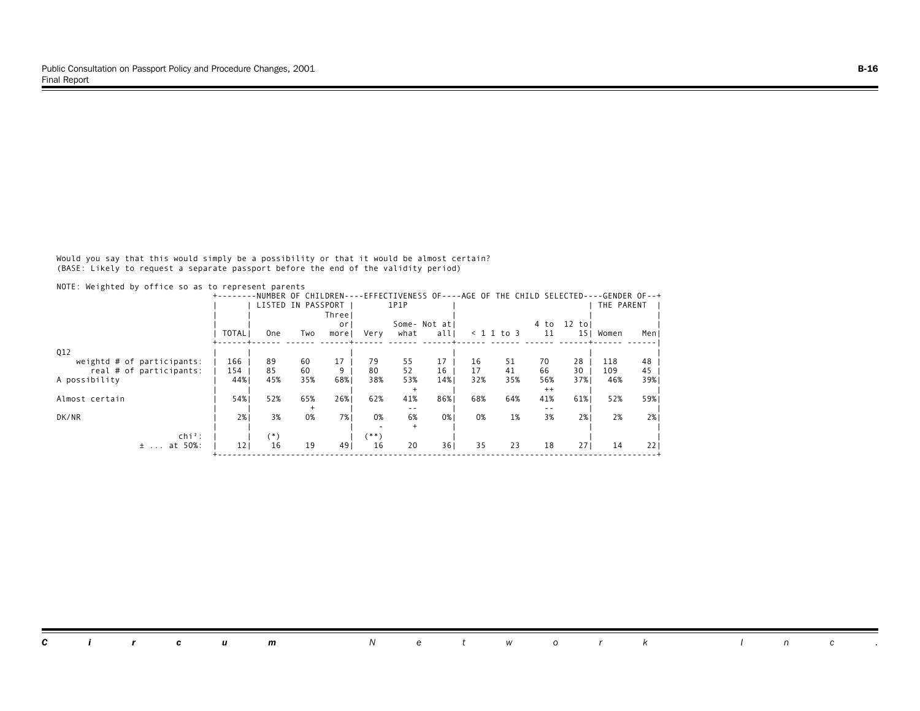Would you say that this would simply be a possibility or that it would be almost certain?
(BASE: Likely to request a separate passport before the end of the validity period)

NOTE: Weighted by office so as to represent parents

| | TOTAL | NUMBER OF CHILDREN LISTED IN PASSPORT | | | EFFECTIVENESS OF 1P1P | | | AGE OF THE CHILD SELECTED | | | | GENDER OF THE PARENT | |
|---|---|---|---|---|---|---|---|---|---|---|---|---|---|
| | | One | Two | Three or more | Very | Some- what | Not at all | < 1 | 1 to 3 | 4 to 11 | 12 to 15 | Women | Men |
| Q12 | | | | | | | | | | | | | |
| weightd # of participants: | 166 | 89 | 60 | 17 | 79 | 55 | 17 | 16 | 51 | 70 | 28 | 118 | 48 |
| real # of participants: | 154 | 85 | 60 | 9 | 80 | 52 | 16 | 17 | 41 | 66 | 30 | 109 | 45 |
| A possibility | 44% | 45% | 35% | 68% | 38% | 53% | 14% | 32% | 35% | 56% | 37% | 46% | 39% |
| | | | | | | + | | | | ++ | | | |
| Almost certain | 54% | 52% | 65% | 26% | 62% | 41% | 86% | 68% | 64% | 41% | 61% | 52% | 59% |
| | | | + | | | -- | | | | -- | | | |
| DK/NR | 2% | 3% | 0% | 7% | 0% | 6% | 0% | 0% | 1% | 3% | 2% | 2% | 2% |
| | | | | | - | + | | | | | | | |
| chi²: | | (*) | | | (**) | | | | | | | | |
| ± ... at 50%: | 12 | 16 | 19 | 49 | 16 | 20 | 36 | 35 | 23 | 18 | 27 | 14 | 22 |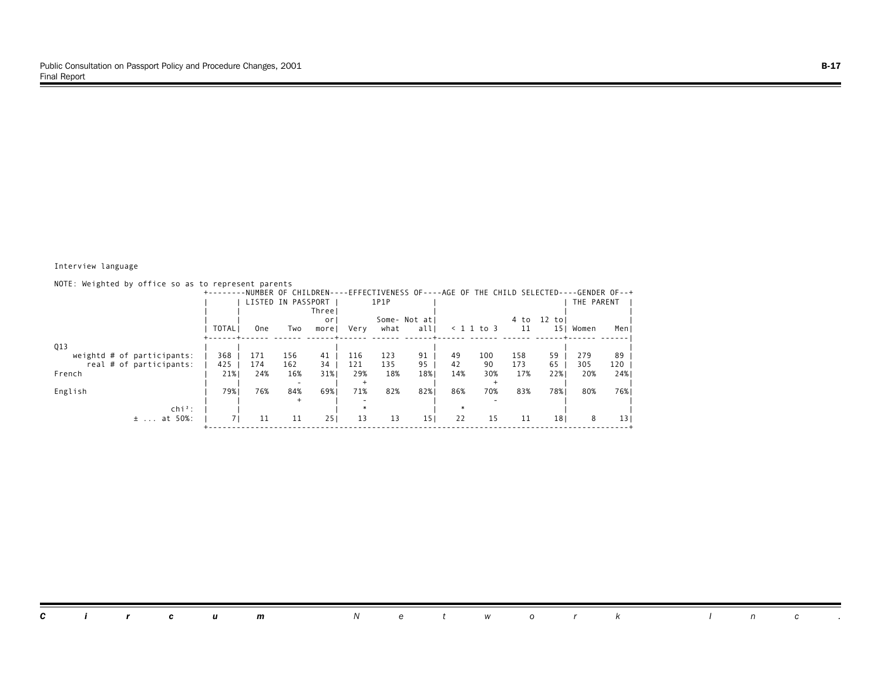Interview language

NOTE: Weighted by office so as to represent parents

| | TOTAL | NUMBER OF CHILDREN LISTED IN PASSPORT: One | Two | Three or more | EFFECTIVENESS OF 1P1P: Very | Some-what | Not at all | AGE OF THE CHILD SELECTED: < 1 | 1 to 3 | 4 to 11 | 12 to 15 | GENDER OF THE PARENT: Women | Men |
|---|---|---|---|---|---|---|---|---|---|---|---|---|---|
| Q13 | | | | | | | | | | | | | |
| weightd # of participants: | 368 | 171 | 156 | 41 | 116 | 123 | 91 | 49 | 100 | 158 | 59 | 279 | 89 |
| real # of participants: | 425 | 174 | 162 | 34 | 121 | 135 | 95 | 42 | 90 | 173 | 65 | 305 | 120 |
| French | 21% | 24% | 16% | 31% | 29% | 18% | 18% | 14% | 30% | 17% | 22% | 20% | 24% |
| | | | - | | + | | | | + | | | | |
| English | 79% | 76% | 84% | 69% | 71% | 82% | 82% | 86% | 70% | 83% | 78% | 80% | 76% |
| | | | + | | - | | | | - | | | | |
| chi²: | | | | | * | | | * | | | | | |
| ± ... at 50%: | 7 | 11 | 11 | 25 | 13 | 13 | 15 | 22 | 15 | 11 | 18 | 8 | 13 |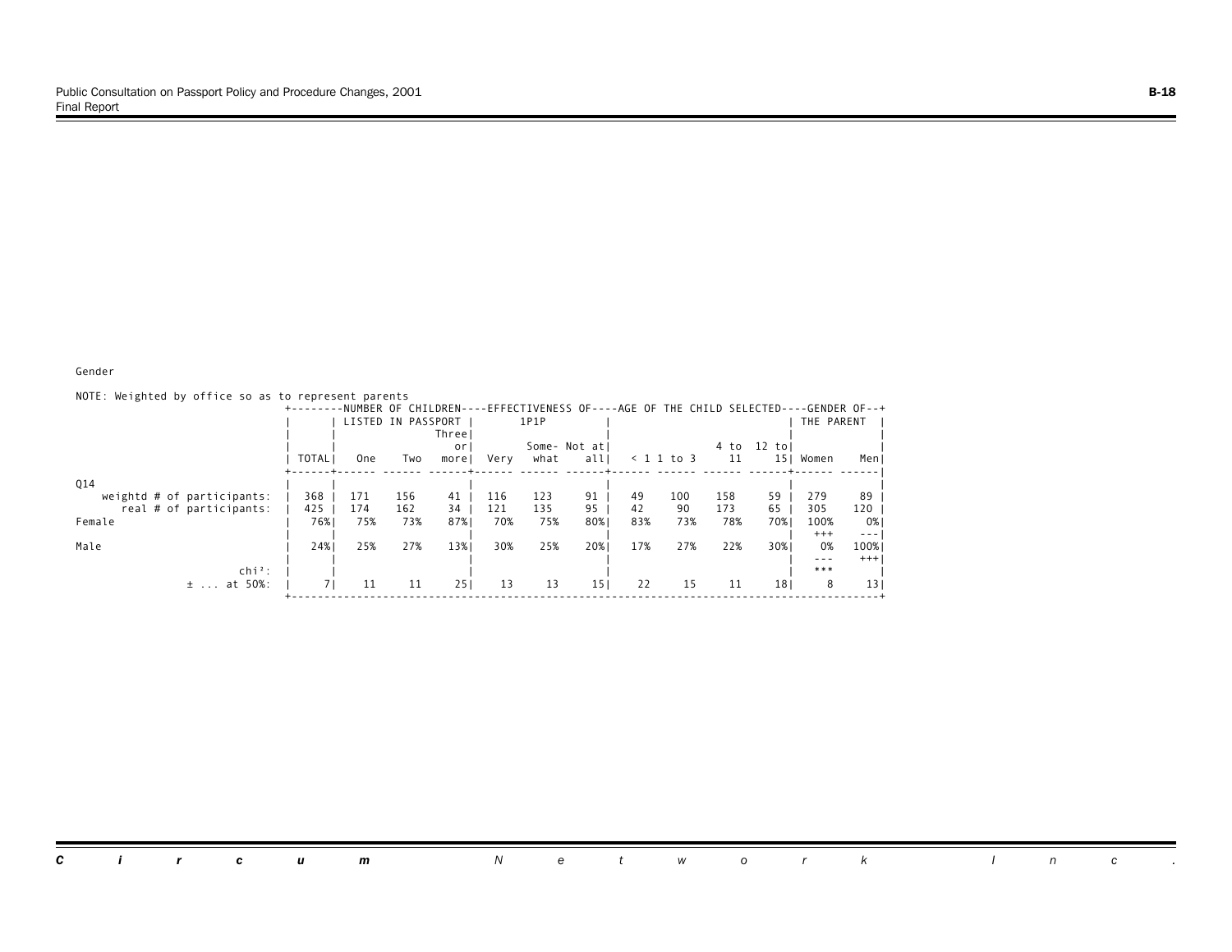Gender

NOTE: Weighted by office so as to represent parents

| | TOTAL | NUMBER OF CHILDREN LISTED IN PASSPORT | | | EFFECTIVENESS OF 1P1P | | | AGE OF THE CHILD SELECTED | | | | GENDER OF THE PARENT | |
|---|---|---|---|---|---|---|---|---|---|---|---|---|---|
| | | One | Two | Three or more | Very | Some-what | Not at all | < 1 | 1 to 3 | 4 to 11 | 12 to 15 | Women | Men |
| Q14 | | | | | | | | | | | | | |
| weightd # of participants: | 368 | 171 | 156 | 41 | 116 | 123 | 91 | 49 | 100 | 158 | 59 | 279 | 89 |
| real # of participants: | 425 | 174 | 162 | 34 | 121 | 135 | 95 | 42 | 90 | 173 | 65 | 305 | 120 |
| Female | 76% | 75% | 73% | 87% | 70% | 75% | 80% | 83% | 73% | 78% | 70% | 100% | 0% |
| | | | | | | | | | | | | +++ | --- |
| Male | 24% | 25% | 27% | 13% | 30% | 25% | 20% | 17% | 27% | 22% | 30% | 0% | 100% |
| | | | | | | | | | | | | --- | +++ |
| chi²: | | | | | | | | | | | | *** | |
| ± ... at 50%: | 7 | 11 | 11 | 25 | 13 | 13 | 15 | 22 | 15 | 11 | 18 | 8 | 13 |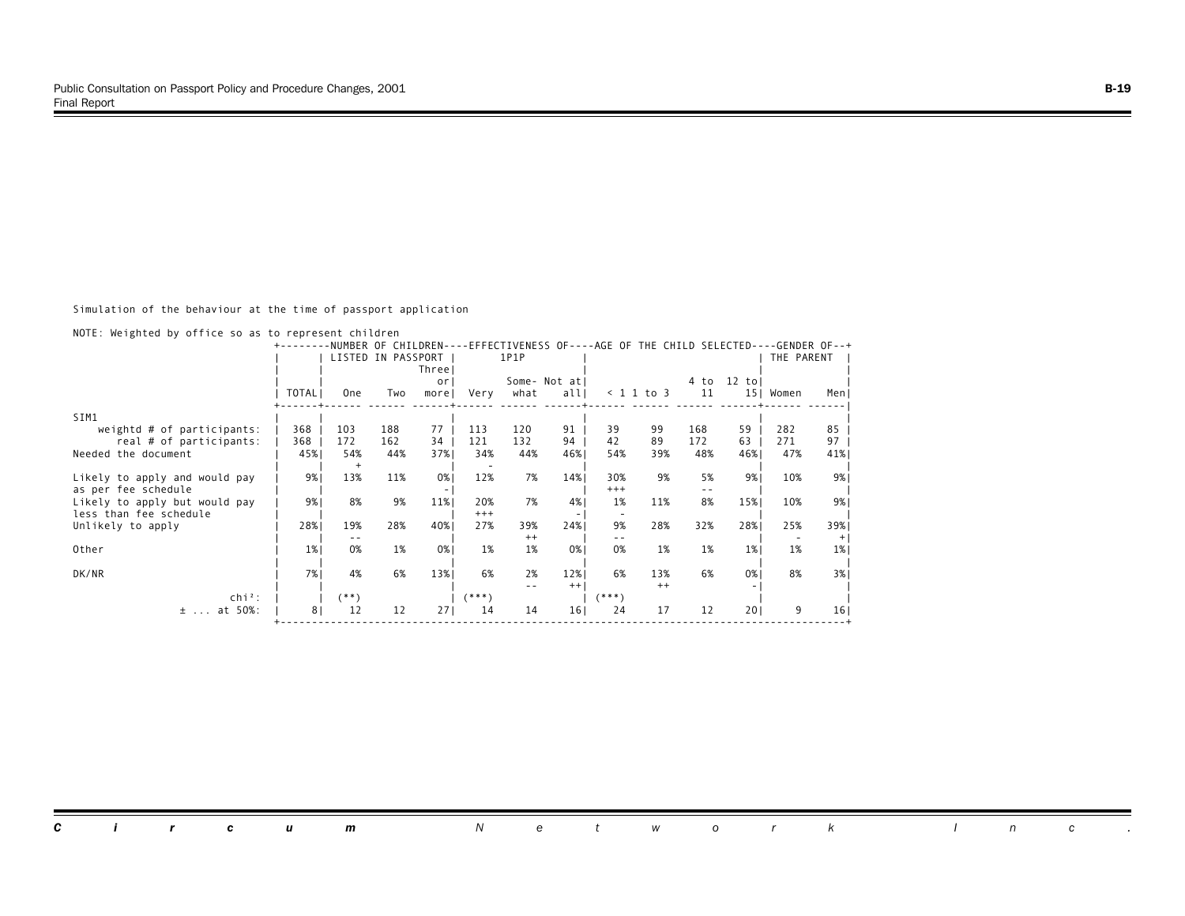Simulation of the behaviour at the time of passport application

NOTE: Weighted by office so as to represent children

| | TOTAL | NUMBER OF CHILDREN LISTED IN PASSPORT | | | EFFECTIVENESS OF 1P1P | | | AGE OF THE CHILD SELECTED | | | | GENDER OF THE PARENT | |
|---|---|---|---|---|---|---|---|---|---|---|---|---|---|
| | | One | Two | Three or more | Very | Some-what | Not at all | < 1 | 1 to 3 | 4 to 11 | 12 to 15 | Women | Men |
| SIM1 | | | | | | | | | | | | | |
| weightd # of participants: | 368 | 103 | 188 | 77 | 113 | 120 | 91 | 39 | 99 | 168 | 59 | 282 | 85 |
| real # of participants: | 368 | 172 | 162 | 34 | 121 | 132 | 94 | 42 | 89 | 172 | 63 | 271 | 97 |
| Needed the document | 45% | 54% + | 44% | 37% | 34% - | 44% | 46% | 54% | 39% | 48% | 46% | 47% | 41% |
| Likely to apply and would pay as per fee schedule | 9% | 13% | 11% | 0% - | 12% | 7% | 14% | 30% +++ | 9% | 5% -- | 9% | 10% | 9% |
| Likely to apply but would pay less than fee schedule | 9% | 8% | 9% | 11% | 20% +++ | 7% | 4% - | 1% - | 11% | 8% | 15% | 10% | 9% |
| Unlikely to apply | 28% | 19% -- | 28% | 40% | 27% | 39% ++ | 24% | 9% -- | 28% | 32% | 28% | 25% - | 39% + |
| Other | 1% | 0% | 1% | 0% | 1% | 1% | 0% | 0% | 1% | 1% | 1% | 1% | 1% |
| DK/NR | 7% | 4% | 6% | 13% | 6% | 2% -- | 12% ++ | 6% | 13% ++ | 6% | 0% - | 8% | 3% |
| chi²: | | (**) | | | (***) | | | (***) | | | | | |
| ± ... at 50%: | 8 | 12 | 12 | 27 | 14 | 14 | 16 | 24 | 17 | 12 | 20 | 9 | 16 |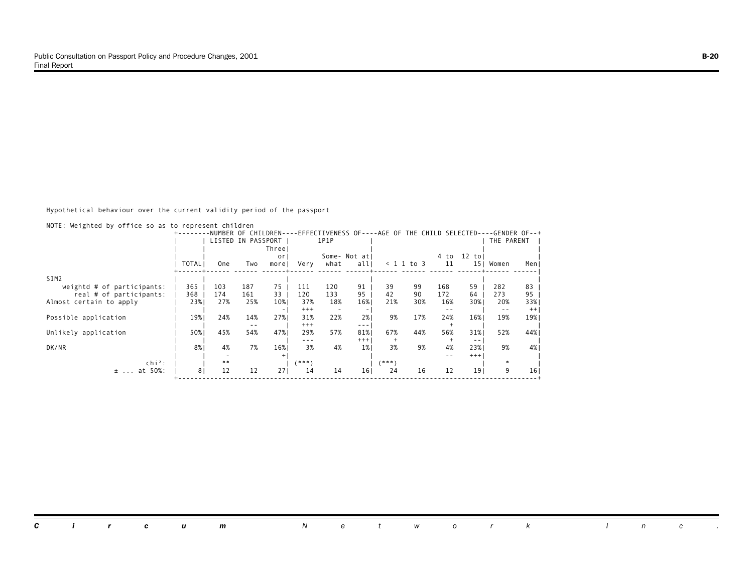Hypothetical behaviour over the current validity period of the passport

NOTE: Weighted by office so as to represent children

| | | NUMBER OF CHILDREN LISTED IN PASSPORT | | | EFFECTIVENESS OF 1P1P | | | AGE OF THE CHILD SELECTED | | | | GENDER OF THE PARENT | |
|---|---|---|---|---|---|---|---|---|---|---|---|---|---|
| | TOTAL | One | Two | Three or more | Very | Some-what | Not at all | < 1 | 1 to 3 | 4 to 11 | 12 to 15 | Women | Men |
| SIM2 | | | | | | | | | | | | | |
| weightd # of participants: | 365 | 103 | 187 | 75 | 111 | 120 | 91 | 39 | 99 | 168 | 59 | 282 | 83 |
| real # of participants: | 368 | 174 | 161 | 33 | 120 | 133 | 95 | 42 | 90 | 172 | 64 | 273 | 95 |
| Almost certain to apply | 23% | 27% | 25% | 10% | 37% | 18% | 16% | 21% | 30% | 16% | 30% | 20% | 33% |
| | | | | - | +++ | - | - | | | -- | | -- | ++ |
| Possible application | 19% | 24% | 14% | 27% | 31% | 22% | 2% | 9% | 17% | 24% | 16% | 19% | 19% |
| | | | -- | | +++ | | --- | | | + | | | |
| Unlikely application | 50% | 45% | 54% | 47% | 29% | 57% | 81% | 67% | 44% | 56% | 31% | 52% | 44% |
| | | | | | --- | | +++ | + | | + | -- | | |
| DK/NR | 8% | 4% | 7% | 16% | 3% | 4% | 1% | 3% | 9% | 4% | 23% | 9% | 4% |
| | | - | | + | | | | | | -- | +++ | | |
| chi²: | | ** | | | (***) | | | (***) | | | | * | |
| ± ... at 50%: | 8 | 12 | 12 | 27 | 14 | 14 | 16 | 24 | 16 | 12 | 19 | 9 | 16 |